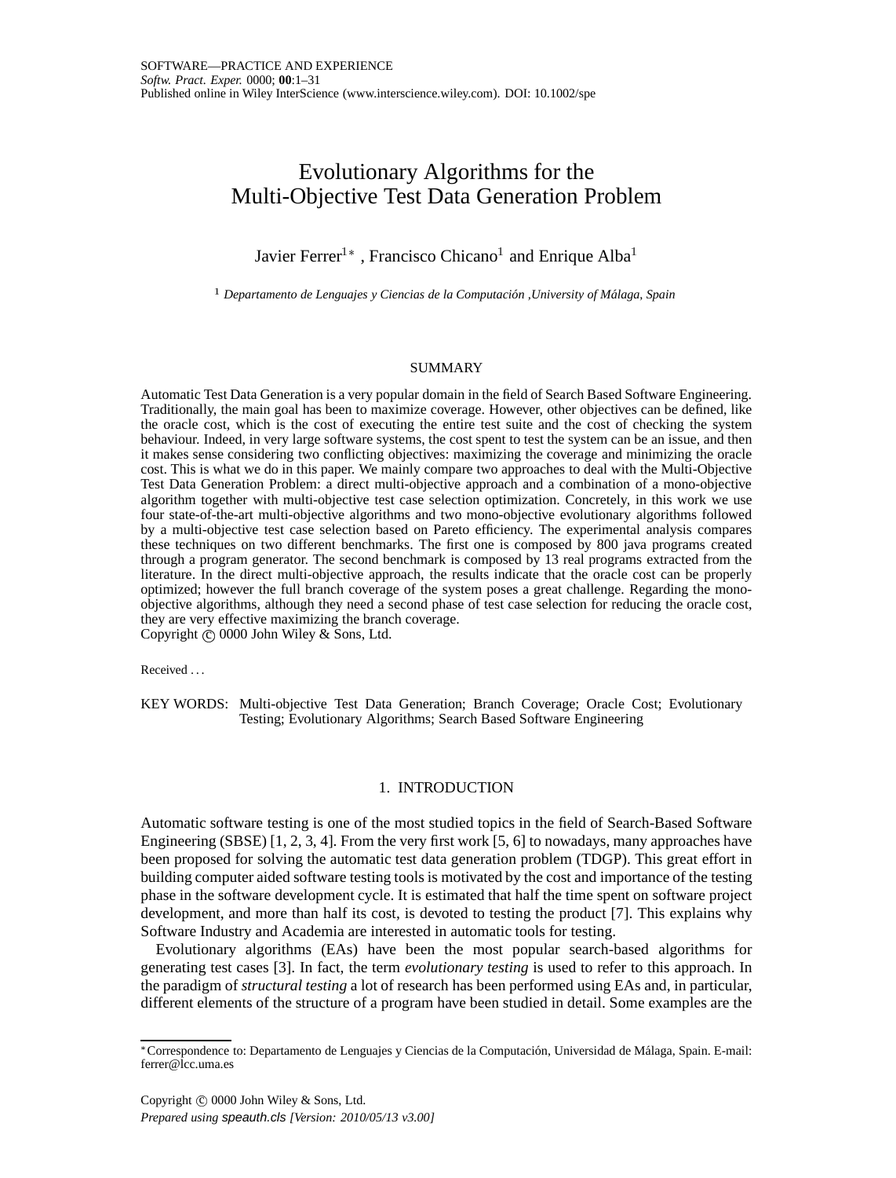# Evolutionary Algorithms for the Multi-Objective Test Data Generation Problem

Javier Ferrer[1]*, Francisco Chicano[1] and Enrique Alba[1]

[1] *Departamento de Lenguajes y Ciencias de la Computación ,University of Málaga, Spain*

## SUMMARY

Automatic Test Data Generation is a very popular domain in the field of Search Based Software Engineering. Traditionally, the main goal has been to maximize coverage. However, other objectives can be defined, like the oracle cost, which is the cost of executing the entire test suite and the cost of checking the system behaviour. Indeed, in very large software systems, the cost spent to test the system can be an issue, and then it makes sense considering two conflicting objectives: maximizing the coverage and minimizing the oracle cost. This is what we do in this paper. We mainly compare two approaches to deal with the Multi-Objective Test Data Generation Problem: a direct multi-objective approach and a combination of a mono-objective algorithm together with multi-objective test case selection optimization. Concretely, in this work we use four state-of-the-art multi-objective algorithms and two mono-objective evolutionary algorithms followed by a multi-objective test case selection based on Pareto efficiency. The experimental analysis compares these techniques on two different benchmarks. The first one is composed by 800 java programs created through a program generator. The second benchmark is composed by 13 real programs extracted from the literature. In the direct multi-objective approach, the results indicate that the oracle cost can be properly optimized; however the full branch coverage of the system poses a great challenge. Regarding the mono-objective algorithms, although they need a second phase of test case selection for reducing the oracle cost, they are very effective maximizing the branch coverage.
Copyright © 0000 John Wiley & Sons, Ltd.

Received ...

KEY WORDS: Multi-objective Test Data Generation; Branch Coverage; Oracle Cost; Evolutionary Testing; Evolutionary Algorithms; Search Based Software Engineering

## 1. INTRODUCTION

Automatic software testing is one of the most studied topics in the field of Search-Based Software Engineering (SBSE) [1, 2, 3, 4]. From the very first work [5, 6] to nowadays, many approaches have been proposed for solving the automatic test data generation problem (TDGP). This great effort in building computer aided software testing tools is motivated by the cost and importance of the testing phase in the software development cycle. It is estimated that half the time spent on software project development, and more than half its cost, is devoted to testing the product [7]. This explains why Software Industry and Academia are interested in automatic tools for testing.

Evolutionary algorithms (EAs) have been the most popular search-based algorithms for generating test cases [3]. In fact, the term *evolutionary testing* is used to refer to this approach. In the paradigm of *structural testing* a lot of research has been performed using EAs and, in particular, different elements of the structure of a program have been studied in detail. Some examples are the

*Correspondence to: Departamento de Lenguajes y Ciencias de la Computación, Universidad de Málaga, Spain. E-mail: ferrer@lcc.uma.es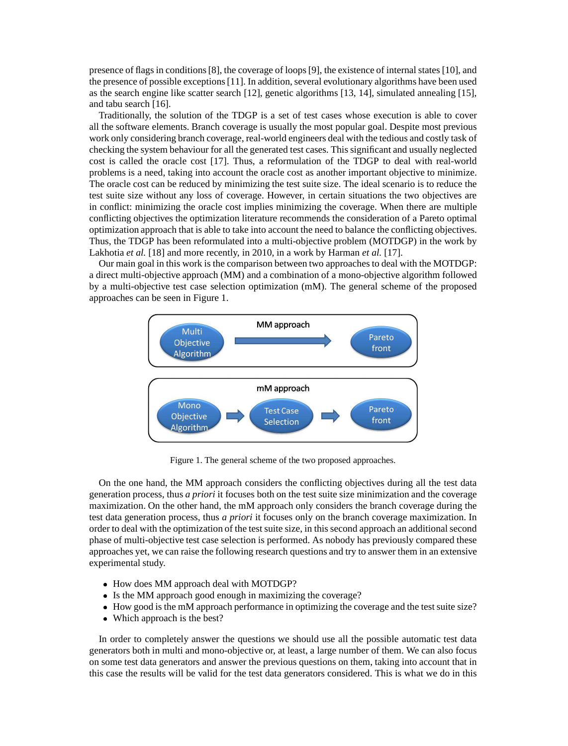presence of flags in conditions [8], the coverage of loops [9], the existence of internal states [10], and the presence of possible exceptions [11]. In addition, several evolutionary algorithms have been used as the search engine like scatter search [12], genetic algorithms [13, 14], simulated annealing [15], and tabu search [16].

Traditionally, the solution of the TDGP is a set of test cases whose execution is able to cover all the software elements. Branch coverage is usually the most popular goal. Despite most previous work only considering branch coverage, real-world engineers deal with the tedious and costly task of checking the system behaviour for all the generated test cases. This significant and usually neglected cost is called the oracle cost [17]. Thus, a reformulation of the TDGP to deal with real-world problems is a need, taking into account the oracle cost as another important objective to minimize. The oracle cost can be reduced by minimizing the test suite size. The ideal scenario is to reduce the test suite size without any loss of coverage. However, in certain situations the two objectives are in conflict: minimizing the oracle cost implies minimizing the coverage. When there are multiple conflicting objectives the optimization literature recommends the consideration of a Pareto optimal optimization approach that is able to take into account the need to balance the conflicting objectives. Thus, the TDGP has been reformulated into a multi-objective problem (MOTDGP) in the work by Lakhotia *et al.* [18] and more recently, in 2010, in a work by Harman *et al.* [17].

Our main goal in this work is the comparison between two approaches to deal with the MOTDGP: a direct multi-objective approach (MM) and a combination of a mono-objective algorithm followed by a multi-objective test case selection optimization (mM). The general scheme of the proposed approaches can be seen in Figure 1.

MM approach: Multi Objective Algorithm → Pareto front

mM approach: Mono Objective Algorithm → Test Case Selection → Pareto front

Figure 1. The general scheme of the two proposed approaches.

On the one hand, the MM approach considers the conflicting objectives during all the test data generation process, thus *a priori* it focuses both on the test suite size minimization and the coverage maximization. On the other hand, the mM approach only considers the branch coverage during the test data generation process, thus *a priori* it focuses only on the branch coverage maximization. In order to deal with the optimization of the test suite size, in this second approach an additional second phase of multi-objective test case selection is performed. As nobody has previously compared these approaches yet, we can raise the following research questions and try to answer them in an extensive experimental study.

- How does MM approach deal with MOTDGP?
- Is the MM approach good enough in maximizing the coverage?
- How good is the mM approach performance in optimizing the coverage and the test suite size?
- Which approach is the best?

In order to completely answer the questions we should use all the possible automatic test data generators both in multi and mono-objective or, at least, a large number of them. We can also focus on some test data generators and answer the previous questions on them, taking into account that in this case the results will be valid for the test data generators considered. This is what we do in this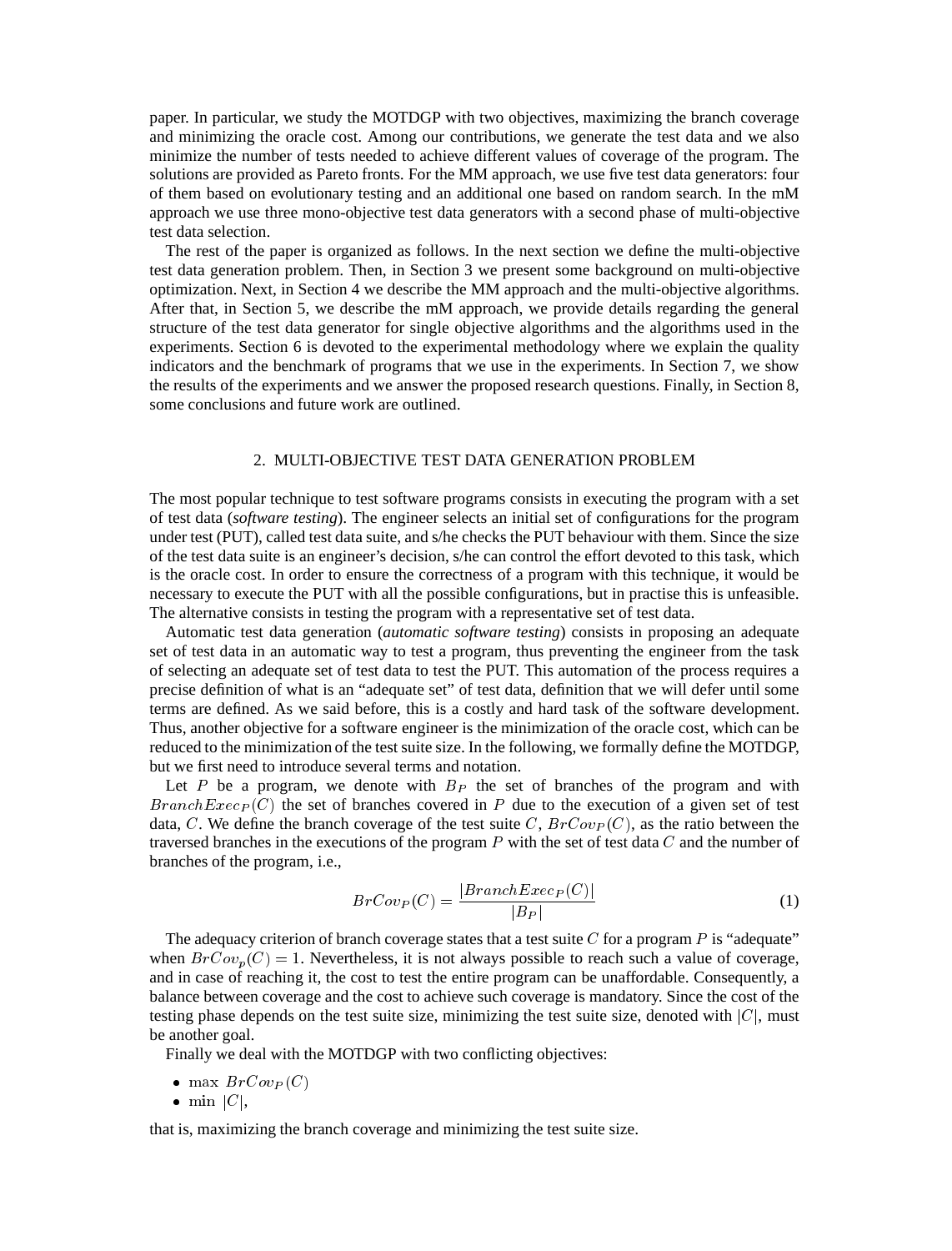paper. In particular, we study the MOTDGP with two objectives, maximizing the branch coverage and minimizing the oracle cost. Among our contributions, we generate the test data and we also minimize the number of tests needed to achieve different values of coverage of the program. The solutions are provided as Pareto fronts. For the MM approach, we use five test data generators: four of them based on evolutionary testing and an additional one based on random search. In the mM approach we use three mono-objective test data generators with a second phase of multi-objective test data selection.

The rest of the paper is organized as follows. In the next section we define the multi-objective test data generation problem. Then, in Section 3 we present some background on multi-objective optimization. Next, in Section 4 we describe the MM approach and the multi-objective algorithms. After that, in Section 5, we describe the mM approach, we provide details regarding the general structure of the test data generator for single objective algorithms and the algorithms used in the experiments. Section 6 is devoted to the experimental methodology where we explain the quality indicators and the benchmark of programs that we use in the experiments. In Section 7, we show the results of the experiments and we answer the proposed research questions. Finally, in Section 8, some conclusions and future work are outlined.

## 2. MULTI-OBJECTIVE TEST DATA GENERATION PROBLEM

The most popular technique to test software programs consists in executing the program with a set of test data (*software testing*). The engineer selects an initial set of configurations for the program under test (PUT), called test data suite, and s/he checks the PUT behaviour with them. Since the size of the test data suite is an engineer's decision, s/he can control the effort devoted to this task, which is the oracle cost. In order to ensure the correctness of a program with this technique, it would be necessary to execute the PUT with all the possible configurations, but in practise this is unfeasible. The alternative consists in testing the program with a representative set of test data.

Automatic test data generation (*automatic software testing*) consists in proposing an adequate set of test data in an automatic way to test a program, thus preventing the engineer from the task of selecting an adequate set of test data to test the PUT. This automation of the process requires a precise definition of what is an "adequate set" of test data, definition that we will defer until some terms are defined. As we said before, this is a costly and hard task of the software development. Thus, another objective for a software engineer is the minimization of the oracle cost, which can be reduced to the minimization of the test suite size. In the following, we formally define the MOTDGP, but we first need to introduce several terms and notation.

Let $P$ be a program, we denote with $B_P$ the set of branches of the program and with $BranchExec_P(C)$ the set of branches covered in $P$ due to the execution of a given set of test data, $C$. We define the branch coverage of the test suite $C$, $BrCov_P(C)$, as the ratio between the traversed branches in the executions of the program $P$ with the set of test data $C$ and the number of branches of the program, i.e.,

$$BrCov_P(C) = \frac{|BranchExec_P(C)|}{|B_P|} \tag{1}$$

The adequacy criterion of branch coverage states that a test suite $C$ for a program $P$ is "adequate" when $BrCov_p(C) = 1$. Nevertheless, it is not always possible to reach such a value of coverage, and in case of reaching it, the cost to test the entire program can be unaffordable. Consequently, a balance between coverage and the cost to achieve such coverage is mandatory. Since the cost of the testing phase depends on the test suite size, minimizing the test suite size, denoted with $|C|$, must be another goal.

Finally we deal with the MOTDGP with two conflicting objectives:

- $\max\ BrCov_P(C)$
- $\min\ |C|$,

that is, maximizing the branch coverage and minimizing the test suite size.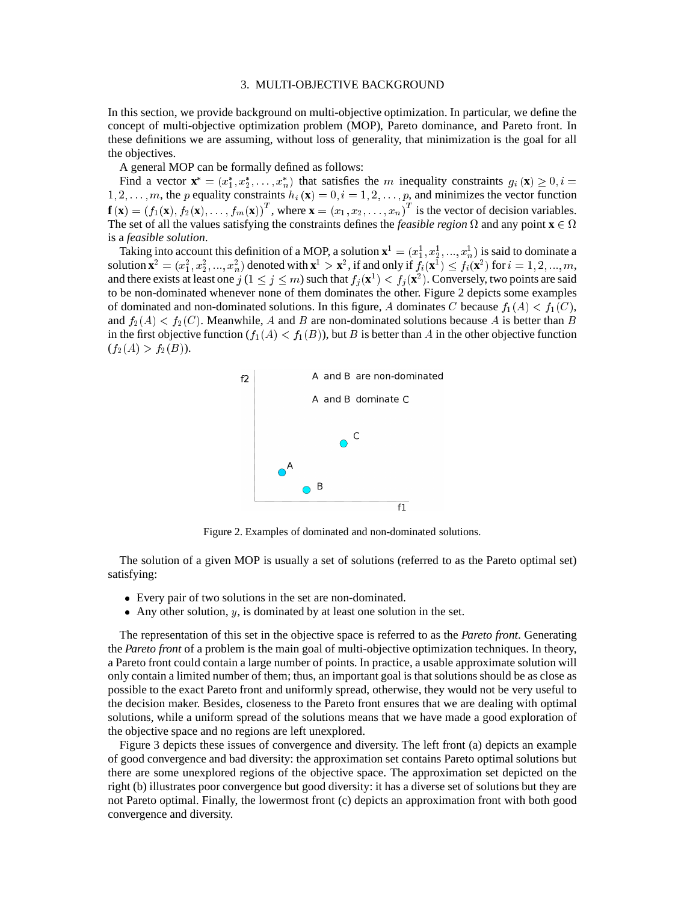## 3. MULTI-OBJECTIVE BACKGROUND

In this section, we provide background on multi-objective optimization. In particular, we define the concept of multi-objective optimization problem (MOP), Pareto dominance, and Pareto front. In these definitions we are assuming, without loss of generality, that minimization is the goal for all the objectives.

A general MOP can be formally defined as follows:

Find a vector $\mathbf{x}^* = (x_1^*, x_2^*, \ldots, x_n^*)$ that satisfies the $m$ inequality constraints $g_i(\mathbf{x}) \geq 0, i = 1, 2, \ldots, m$, the $p$ equality constraints $h_i(\mathbf{x}) = 0, i = 1, 2, \ldots, p$, and minimizes the vector function $\mathbf{f}(\mathbf{x}) = (f_1(\mathbf{x}), f_2(\mathbf{x}), \ldots, f_m(\mathbf{x}))^T$, where $\mathbf{x} = (x_1, x_2, \ldots, x_n)^T$ is the vector of decision variables. The set of all the values satisfying the constraints defines the *feasible region* $\Omega$ and any point $\mathbf{x} \in \Omega$ is a *feasible solution*.

Taking into account this definition of a MOP, a solution $\mathbf{x}^1 = (x_1^1, x_2^1, ..., x_n^1)$ is said to dominate a solution $\mathbf{x}^2 = (x_1^2, x_2^2, ..., x_n^2)$ denoted with $\mathbf{x}^1 \succ \mathbf{x}^2$, if and only if $f_i(\mathbf{x}^1) \leq f_i(\mathbf{x}^2)$ for $i = 1, 2, ..., m$, and there exists at least one $j$ $(1 \leq j \leq m)$ such that $f_j(\mathbf{x}^1) < f_j(\mathbf{x}^2)$. Conversely, two points are said to be non-dominated whenever none of them dominates the other. Figure 2 depicts some examples of dominated and non-dominated solutions. In this figure, $A$ dominates $C$ because $f_1(A) < f_1(C)$, and $f_2(A) < f_2(C)$. Meanwhile, $A$ and $B$ are non-dominated solutions because $A$ is better than $B$ in the first objective function ($f_1(A) < f_1(B)$), but $B$ is better than $A$ in the other objective function ($f_2(A) > f_2(B)$).

Figure 2. Examples of dominated and non-dominated solutions.

The solution of a given MOP is usually a set of solutions (referred to as the Pareto optimal set) satisfying:

- Every pair of two solutions in the set are non-dominated.
- Any other solution, $y$, is dominated by at least one solution in the set.

The representation of this set in the objective space is referred to as the *Pareto front*. Generating the *Pareto front* of a problem is the main goal of multi-objective optimization techniques. In theory, a Pareto front could contain a large number of points. In practice, a usable approximate solution will only contain a limited number of them; thus, an important goal is that solutions should be as close as possible to the exact Pareto front and uniformly spread, otherwise, they would not be very useful to the decision maker. Besides, closeness to the Pareto front ensures that we are dealing with optimal solutions, while a uniform spread of the solutions means that we have made a good exploration of the objective space and no regions are left unexplored.

Figure 3 depicts these issues of convergence and diversity. The left front (a) depicts an example of good convergence and bad diversity: the approximation set contains Pareto optimal solutions but there are some unexplored regions of the objective space. The approximation set depicted on the right (b) illustrates poor convergence but good diversity: it has a diverse set of solutions but they are not Pareto optimal. Finally, the lowermost front (c) depicts an approximation front with both good convergence and diversity.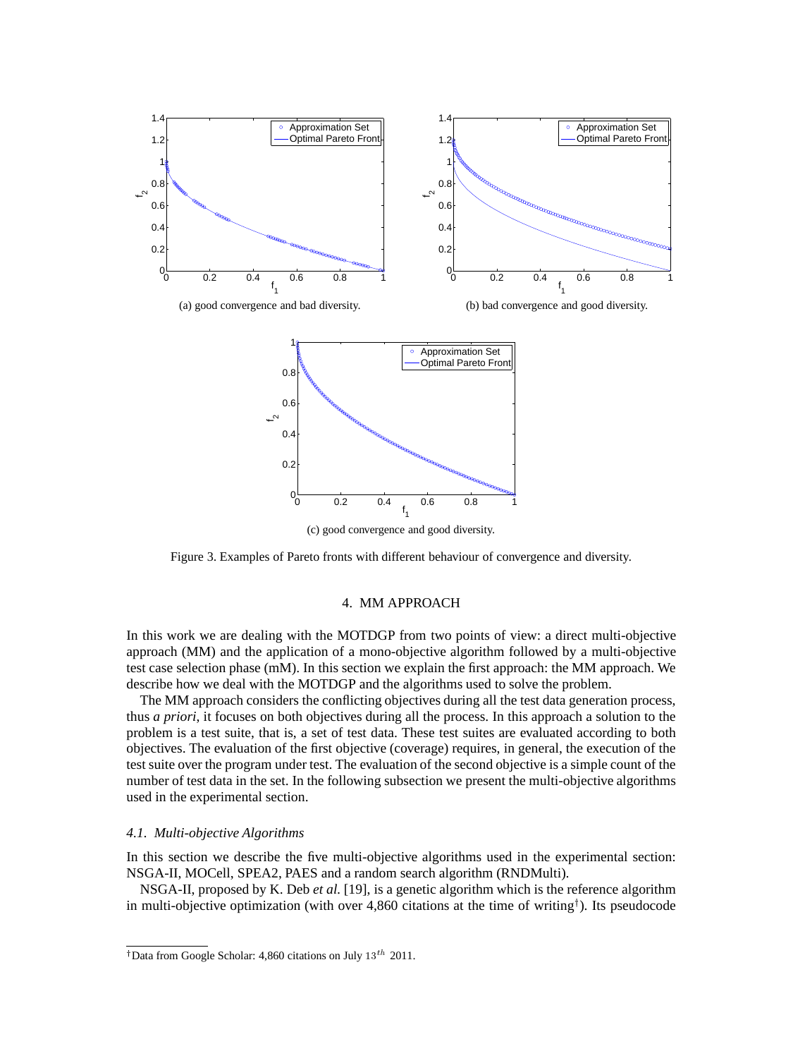(a) good convergence and bad diversity.

(b) bad convergence and good diversity.

(c) good convergence and good diversity.

Figure 3. Examples of Pareto fronts with different behaviour of convergence and diversity.

## 4. MM APPROACH

In this work we are dealing with the MOTDGP from two points of view: a direct multi-objective approach (MM) and the application of a mono-objective algorithm followed by a multi-objective test case selection phase (mM). In this section we explain the first approach: the MM approach. We describe how we deal with the MOTDGP and the algorithms used to solve the problem.

The MM approach considers the conflicting objectives during all the test data generation process, thus *a priori*, it focuses on both objectives during all the process. In this approach a solution to the problem is a test suite, that is, a set of test data. These test suites are evaluated according to both objectives. The evaluation of the first objective (coverage) requires, in general, the execution of the test suite over the program under test. The evaluation of the second objective is a simple count of the number of test data in the set. In the following subsection we present the multi-objective algorithms used in the experimental section.

### *4.1. Multi-objective Algorithms*

In this section we describe the five multi-objective algorithms used in the experimental section: NSGA-II, MOCell, SPEA2, PAES and a random search algorithm (RNDMulti).

NSGA-II, proposed by K. Deb *et al.* [19], is a genetic algorithm which is the reference algorithm in multi-objective optimization (with over 4,860 citations at the time of writing[†]). Its pseudocode

[†]Data from Google Scholar: 4,860 citations on July $13^{th}$ 2011.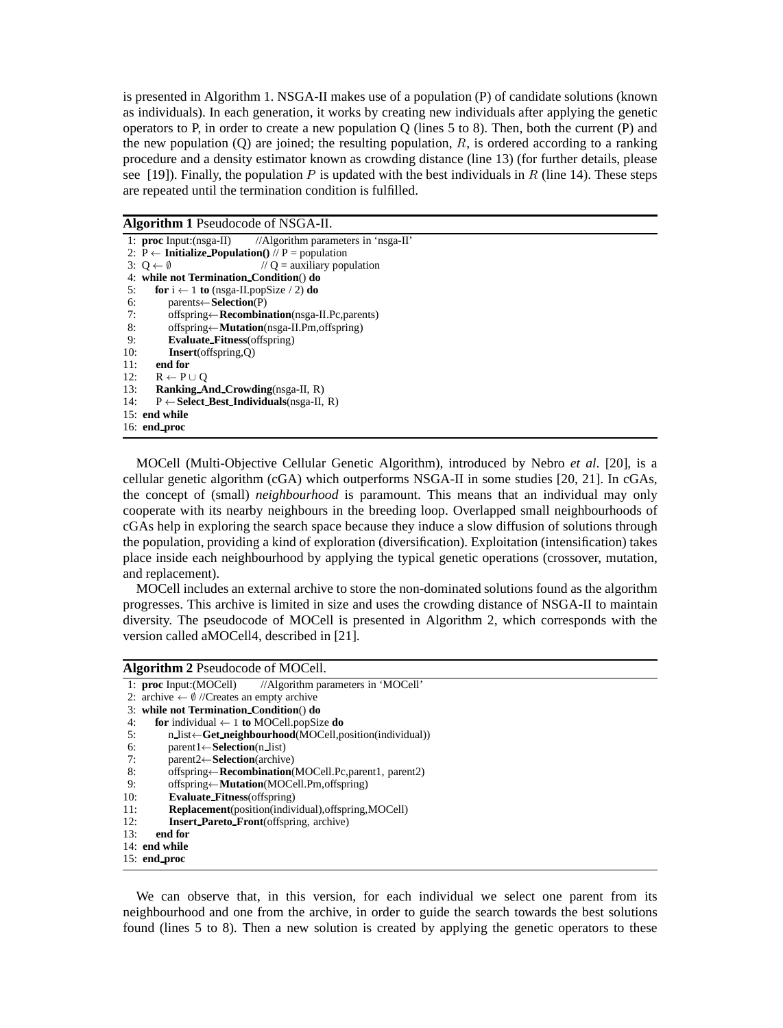is presented in Algorithm 1. NSGA-II makes use of a population (P) of candidate solutions (known as individuals). In each generation, it works by creating new individuals after applying the genetic operators to P, in order to create a new population Q (lines 5 to 8). Then, both the current (P) and the new population (Q) are joined; the resulting population, $R$, is ordered according to a ranking procedure and a density estimator known as crowding distance (line 13) (for further details, please see [19]). Finally, the population $P$ is updated with the best individuals in $R$ (line 14). These steps are repeated until the termination condition is fulfilled.

**Algorithm 1** Pseudocode of NSGA-II.

```
 1: proc Input:(nsga-II)    //Algorithm parameters in 'nsga-II'
 2: P ← Initialize_Population() // P = population
 3: Q ← ∅                   // Q = auxiliary population
 4: while not Termination_Condition() do
 5:     for i ← 1 to (nsga-II.popSize / 2) do
 6:         parents←Selection(P)
 7:         offspring←Recombination(nsga-II.Pc,parents)
 8:         offspring←Mutation(nsga-II.Pm,offspring)
 9:         Evaluate_Fitness(offspring)
10:         Insert(offspring,Q)
11:     end for
12:     R ← P ∪ Q
13:     Ranking_And_Crowding(nsga-II, R)
14:     P ← Select_Best_Individuals(nsga-II, R)
15: end while
16: end_proc
```

MOCell (Multi-Objective Cellular Genetic Algorithm), introduced by Nebro *et al*. [20], is a cellular genetic algorithm (cGA) which outperforms NSGA-II in some studies [20, 21]. In cGAs, the concept of (small) *neighbourhood* is paramount. This means that an individual may only cooperate with its nearby neighbours in the breeding loop. Overlapped small neighbourhoods of cGAs help in exploring the search space because they induce a slow diffusion of solutions through the population, providing a kind of exploration (diversification). Exploitation (intensification) takes place inside each neighbourhood by applying the typical genetic operations (crossover, mutation, and replacement).

MOCell includes an external archive to store the non-dominated solutions found as the algorithm progresses. This archive is limited in size and uses the crowding distance of NSGA-II to maintain diversity. The pseudocode of MOCell is presented in Algorithm 2, which corresponds with the version called aMOCell4, described in [21].

**Algorithm 2** Pseudocode of MOCell.

```
 1: proc Input:(MOCell)    //Algorithm parameters in 'MOCell'
 2: archive ← ∅ //Creates an empty archive
 3: while not Termination_Condition() do
 4:     for individual ← 1 to MOCell.popSize do
 5:         n_list←Get_neighbourhood(MOCell,position(individual))
 6:         parent1←Selection(n_list)
 7:         parent2←Selection(archive)
 8:         offspring←Recombination(MOCell.Pc,parent1, parent2)
 9:         offspring←Mutation(MOCell.Pm,offspring)
10:         Evaluate_Fitness(offspring)
11:         Replacement(position(individual),offspring,MOCell)
12:         Insert_Pareto_Front(offspring, archive)
13:     end for
14: end while
15: end_proc
```

We can observe that, in this version, for each individual we select one parent from its neighbourhood and one from the archive, in order to guide the search towards the best solutions found (lines 5 to 8). Then a new solution is created by applying the genetic operators to these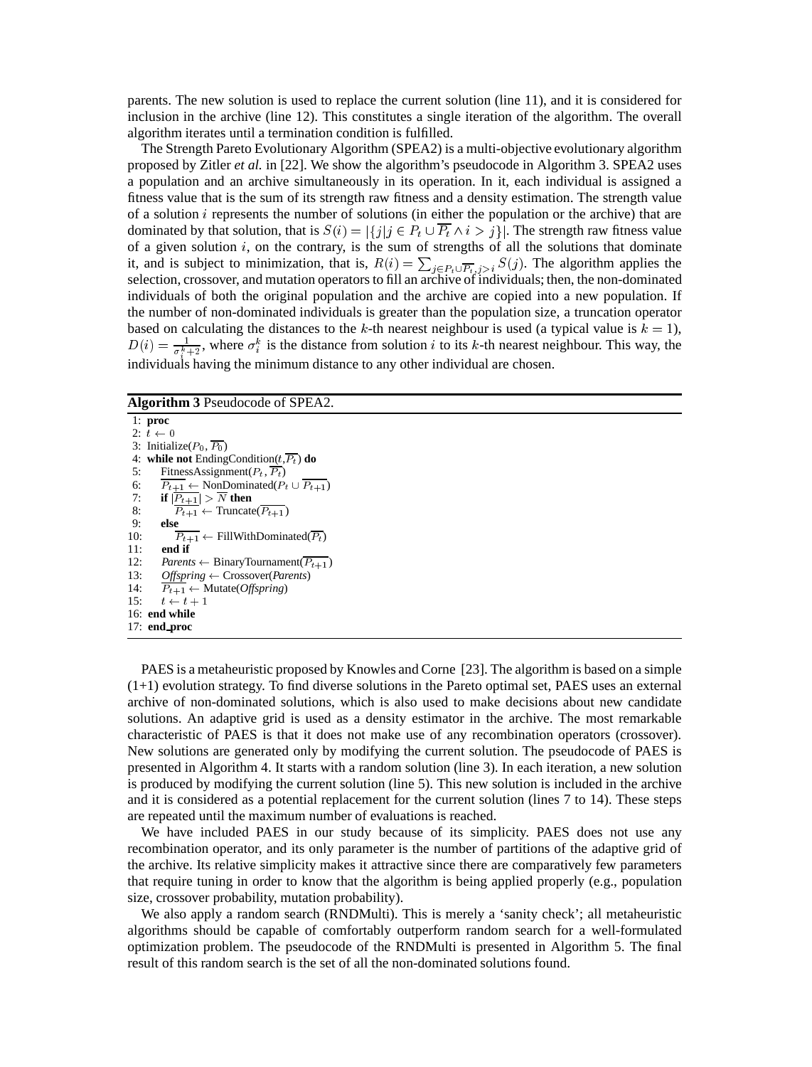parents. The new solution is used to replace the current solution (line 11), and it is considered for inclusion in the archive (line 12). This constitutes a single iteration of the algorithm. The overall algorithm iterates until a termination condition is fulfilled.

The Strength Pareto Evolutionary Algorithm (SPEA2) is a multi-objective evolutionary algorithm proposed by Zitler *et al.* in [22]. We show the algorithm's pseudocode in Algorithm 3. SPEA2 uses a population and an archive simultaneously in its operation. In it, each individual is assigned a fitness value that is the sum of its strength raw fitness and a density estimation. The strength value of a solution $i$ represents the number of solutions (in either the population or the archive) that are dominated by that solution, that is $S(i) = |\{j | j \in P_t \cup \overline{P_t} \wedge i \succ j\}|$. The strength raw fitness value of a given solution $i$, on the contrary, is the sum of strengths of all the solutions that dominate it, and is subject to minimization, that is, $R(i) = \sum_{j \in P_t \cup \overline{P_t}, j \succ i} S(j)$. The algorithm applies the selection, crossover, and mutation operators to fill an archive of individuals; then, the non-dominated individuals of both the original population and the archive are copied into a new population. If the number of non-dominated individuals is greater than the population size, a truncation operator based on calculating the distances to the $k$-th nearest neighbour is used (a typical value is $k = 1$), $D(i) = \frac{1}{\sigma_i^k + 2}$, where $\sigma_i^k$ is the distance from solution $i$ to its $k$-th nearest neighbour. This way, the individuals having the minimum distance to any other individual are chosen.

**Algorithm 3** Pseudocode of SPEA2.

```
1: proc
2:   t ← 0
3:   Initialize(P_0, P̄_0)
4:   while not EndingCondition(t, P̄_t) do
5:     FitnessAssignment(P_t, P̄_t)
6:     P̄_{t+1} ← NonDominated(P_t ∪ P̄_{t+1})
7:     if |P̄_{t+1}| > N̄ then
8:       P̄_{t+1} ← Truncate(P̄_{t+1})
9:     else
10:      P̄_{t+1} ← FillWithDominated(P̄_t)
11:    end if
12:    Parents ← BinaryTournament(P̄_{t+1})
13:    Offspring ← Crossover(Parents)
14:    P̄_{t+1} ← Mutate(Offspring)
15:    t ← t + 1
16:  end while
17: end_proc
```

PAES is a metaheuristic proposed by Knowles and Corne [23]. The algorithm is based on a simple (1+1) evolution strategy. To find diverse solutions in the Pareto optimal set, PAES uses an external archive of non-dominated solutions, which is also used to make decisions about new candidate solutions. An adaptive grid is used as a density estimator in the archive. The most remarkable characteristic of PAES is that it does not make use of any recombination operators (crossover). New solutions are generated only by modifying the current solution. The pseudocode of PAES is presented in Algorithm 4. It starts with a random solution (line 3). In each iteration, a new solution is produced by modifying the current solution (line 5). This new solution is included in the archive and it is considered as a potential replacement for the current solution (lines 7 to 14). These steps are repeated until the maximum number of evaluations is reached.

We have included PAES in our study because of its simplicity. PAES does not use any recombination operator, and its only parameter is the number of partitions of the adaptive grid of the archive. Its relative simplicity makes it attractive since there are comparatively few parameters that require tuning in order to know that the algorithm is being applied properly (e.g., population size, crossover probability, mutation probability).

We also apply a random search (RNDMulti). This is merely a 'sanity check'; all metaheuristic algorithms should be capable of comfortably outperform random search for a well-formulated optimization problem. The pseudocode of the RNDMulti is presented in Algorithm 5. The final result of this random search is the set of all the non-dominated solutions found.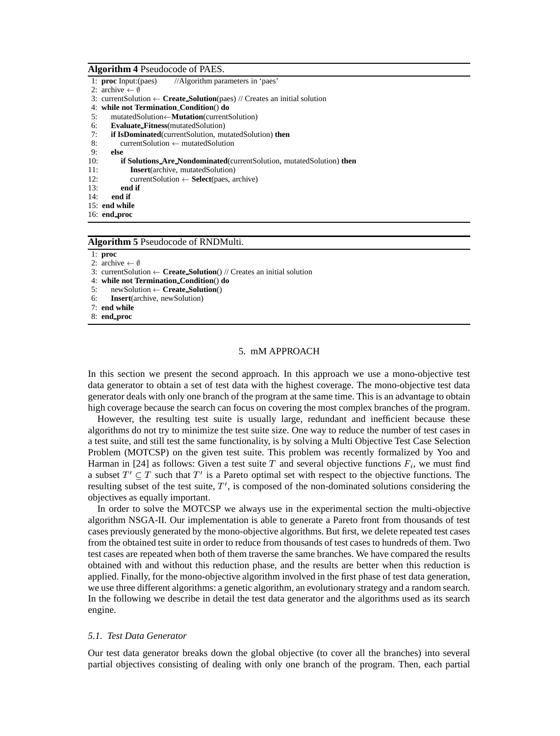**Algorithm 4** Pseudocode of PAES.

```
1:  proc Input:(paes)      //Algorithm parameters in 'paes'
2:  archive ← ∅
3:  currentSolution ← Create_Solution(paes) // Creates an initial solution
4:  while not Termination_Condition() do
5:     mutatedSolution←Mutation(currentSolution)
6:     Evaluate_Fitness(mutatedSolution)
7:     if IsDominated(currentSolution, mutatedSolution) then
8:        currentSolution ← mutatedSolution
9:     else
10:       if Solutions_Are_Nondominated(currentSolution, mutatedSolution) then
11:          Insert(archive, mutatedSolution)
12:          currentSolution ← Select(paes, archive)
13:       end if
14:    end if
15: end while
16: end_proc
```

**Algorithm 5** Pseudocode of RNDMulti.

```
1: proc
2: archive ← ∅
3: currentSolution ← Create_Solution() // Creates an initial solution
4: while not Termination_Condition() do
5:    newSolution ← Create_Solution()
6:    Insert(archive, newSolution)
7: end while
8: end_proc
```

## 5. mM APPROACH

In this section we present the second approach. In this approach we use a mono-objective test data generator to obtain a set of test data with the highest coverage. The mono-objective test data generator deals with only one branch of the program at the same time. This is an advantage to obtain high coverage because the search can focus on covering the most complex branches of the program.

However, the resulting test suite is usually large, redundant and inefficient because these algorithms do not try to minimize the test suite size. One way to reduce the number of test cases in a test suite, and still test the same functionality, is by solving a Multi Objective Test Case Selection Problem (MOTCSP) on the given test suite. This problem was recently formalized by Yoo and Harman in [24] as follows: Given a test suite $T$ and several objective functions $F_i$, we must find a subset $T' \subseteq T$ such that $T'$ is a Pareto optimal set with respect to the objective functions. The resulting subset of the test suite, $T'$, is composed of the non-dominated solutions considering the objectives as equally important.

In order to solve the MOTCSP we always use in the experimental section the multi-objective algorithm NSGA-II. Our implementation is able to generate a Pareto front from thousands of test cases previously generated by the mono-objective algorithms. But first, we delete repeated test cases from the obtained test suite in order to reduce from thousands of test cases to hundreds of them. Two test cases are repeated when both of them traverse the same branches. We have compared the results obtained with and without this reduction phase, and the results are better when this reduction is applied. Finally, for the mono-objective algorithm involved in the first phase of test data generation, we use three different algorithms: a genetic algorithm, an evolutionary strategy and a random search. In the following we describe in detail the test data generator and the algorithms used as its search engine.

### *5.1. Test Data Generator*

Our test data generator breaks down the global objective (to cover all the branches) into several partial objectives consisting of dealing with only one branch of the program. Then, each partial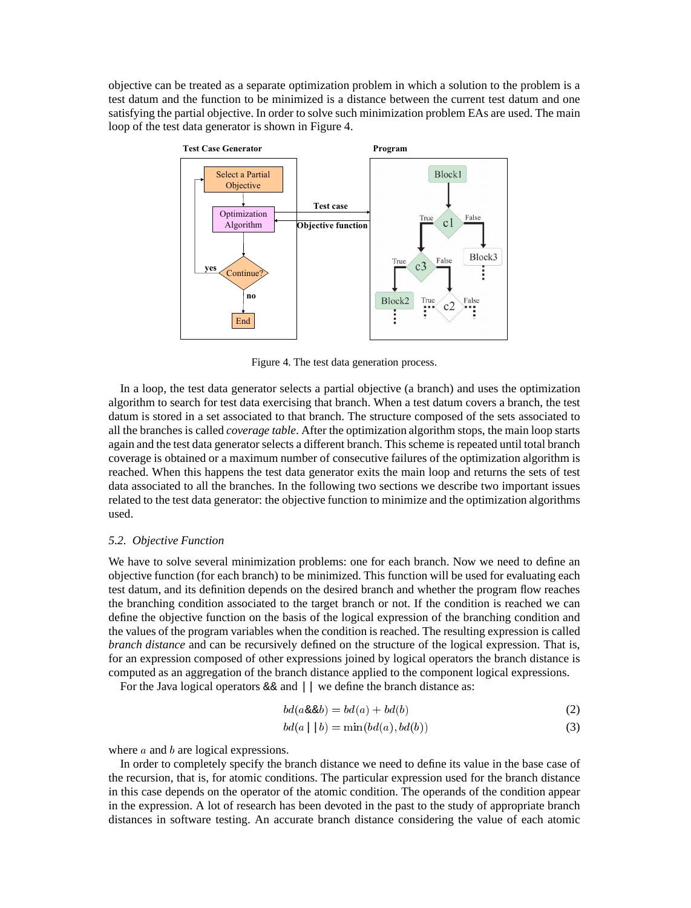objective can be treated as a separate optimization problem in which a solution to the problem is a test datum and the function to be minimized is a distance between the current test datum and one satisfying the partial objective. In order to solve such minimization problem EAs are used. The main loop of the test data generator is shown in Figure 4.

Test Case Generator

Select a Partial Objective

Optimization Algorithm

Continue?

yes

no

End

Test case

Objective function

Program

Block1

c1

True

False

c3

Block3

True

False

Block2

c2

True

False

Figure 4. The test data generation process.

In a loop, the test data generator selects a partial objective (a branch) and uses the optimization algorithm to search for test data exercising that branch. When a test datum covers a branch, the test datum is stored in a set associated to that branch. The structure composed of the sets associated to all the branches is called *coverage table*. After the optimization algorithm stops, the main loop starts again and the test data generator selects a different branch. This scheme is repeated until total branch coverage is obtained or a maximum number of consecutive failures of the optimization algorithm is reached. When this happens the test data generator exits the main loop and returns the sets of test data associated to all the branches. In the following two sections we describe two important issues related to the test data generator: the objective function to minimize and the optimization algorithms used.

### 5.2. *Objective Function*

We have to solve several minimization problems: one for each branch. Now we need to define an objective function (for each branch) to be minimized. This function will be used for evaluating each test datum, and its definition depends on the desired branch and whether the program flow reaches the branching condition associated to the target branch or not. If the condition is reached we can define the objective function on the basis of the logical expression of the branching condition and the values of the program variables when the condition is reached. The resulting expression is called *branch distance* and can be recursively defined on the structure of the logical expression. That is, for an expression composed of other expressions joined by logical operators the branch distance is computed as an aggregation of the branch distance applied to the component logical expressions.

For the Java logical operators && and || we define the branch distance as:

$$bd(a \&\& b) = bd(a) + bd(b) \tag{2}$$

$$bd(a \,||\, b) = \min(bd(a), bd(b)) \tag{3}$$

where $a$ and $b$ are logical expressions.

In order to completely specify the branch distance we need to define its value in the base case of the recursion, that is, for atomic conditions. The particular expression used for the branch distance in this case depends on the operator of the atomic condition. The operands of the condition appear in the expression. A lot of research has been devoted in the past to the study of appropriate branch distances in software testing. An accurate branch distance considering the value of each atomic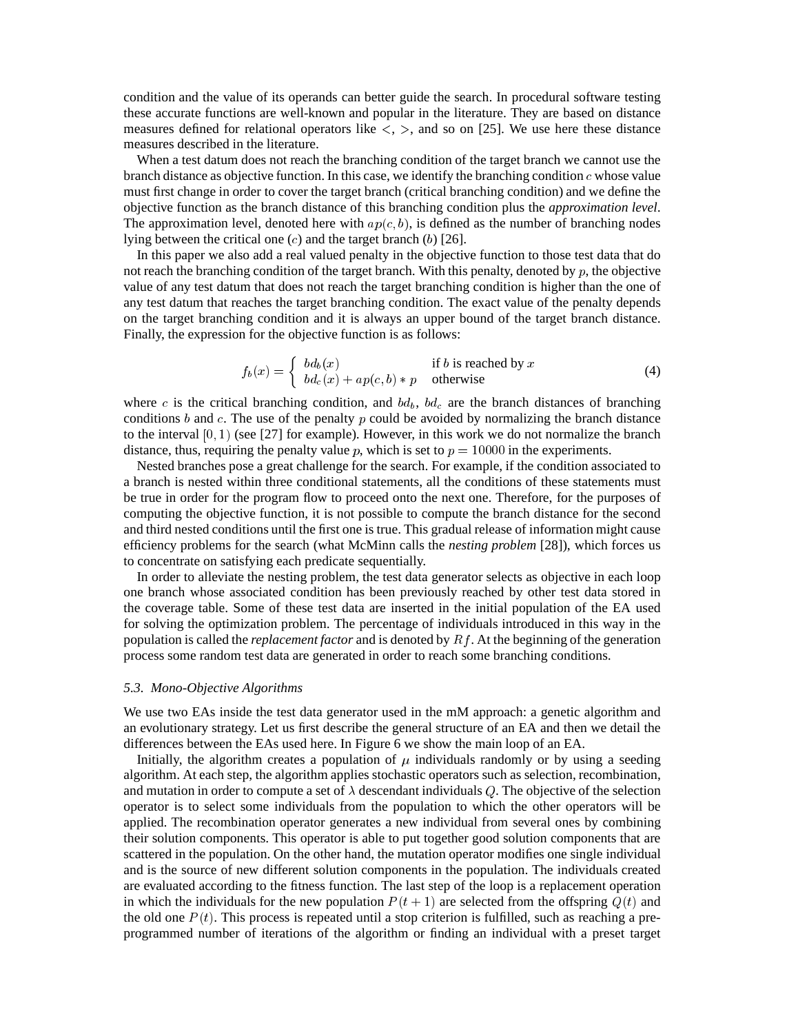condition and the value of its operands can better guide the search. In procedural software testing these accurate functions are well-known and popular in the literature. They are based on distance measures defined for relational operators like $<$, $>$, and so on [25]. We use here these distance measures described in the literature.

When a test datum does not reach the branching condition of the target branch we cannot use the branch distance as objective function. In this case, we identify the branching condition $c$ whose value must first change in order to cover the target branch (critical branching condition) and we define the objective function as the branch distance of this branching condition plus the *approximation level*. The approximation level, denoted here with $ap(c, b)$, is defined as the number of branching nodes lying between the critical one ($c$) and the target branch ($b$) [26].

In this paper we also add a real valued penalty in the objective function to those test data that do not reach the branching condition of the target branch. With this penalty, denoted by $p$, the objective value of any test datum that does not reach the target branching condition is higher than the one of any test datum that reaches the target branching condition. The exact value of the penalty depends on the target branching condition and it is always an upper bound of the target branch distance. Finally, the expression for the objective function is as follows:

$$f_b(x) = \begin{cases} bd_b(x) & \text{if } b \text{ is reached by } x \\ bd_c(x) + ap(c,b) * p & \text{otherwise} \end{cases} \tag{4}$$

where $c$ is the critical branching condition, and $bd_b$, $bd_c$ are the branch distances of branching conditions $b$ and $c$. The use of the penalty $p$ could be avoided by normalizing the branch distance to the interval $[0, 1)$ (see [27] for example). However, in this work we do not normalize the branch distance, thus, requiring the penalty value $p$, which is set to $p = 10000$ in the experiments.

Nested branches pose a great challenge for the search. For example, if the condition associated to a branch is nested within three conditional statements, all the conditions of these statements must be true in order for the program flow to proceed onto the next one. Therefore, for the purposes of computing the objective function, it is not possible to compute the branch distance for the second and third nested conditions until the first one is true. This gradual release of information might cause efficiency problems for the search (what McMinn calls the *nesting problem* [28]), which forces us to concentrate on satisfying each predicate sequentially.

In order to alleviate the nesting problem, the test data generator selects as objective in each loop one branch whose associated condition has been previously reached by other test data stored in the coverage table. Some of these test data are inserted in the initial population of the EA used for solving the optimization problem. The percentage of individuals introduced in this way in the population is called the *replacement factor* and is denoted by $Rf$. At the beginning of the generation process some random test data are generated in order to reach some branching conditions.

### *5.3. Mono-Objective Algorithms*

We use two EAs inside the test data generator used in the mM approach: a genetic algorithm and an evolutionary strategy. Let us first describe the general structure of an EA and then we detail the differences between the EAs used here. In Figure 6 we show the main loop of an EA.

Initially, the algorithm creates a population of $\mu$ individuals randomly or by using a seeding algorithm. At each step, the algorithm applies stochastic operators such as selection, recombination, and mutation in order to compute a set of $\lambda$ descendant individuals $Q$. The objective of the selection operator is to select some individuals from the population to which the other operators will be applied. The recombination operator generates a new individual from several ones by combining their solution components. This operator is able to put together good solution components that are scattered in the population. On the other hand, the mutation operator modifies one single individual and is the source of new different solution components in the population. The individuals created are evaluated according to the fitness function. The last step of the loop is a replacement operation in which the individuals for the new population $P(t + 1)$ are selected from the offspring $Q(t)$ and the old one $P(t)$. This process is repeated until a stop criterion is fulfilled, such as reaching a pre-programmed number of iterations of the algorithm or finding an individual with a preset target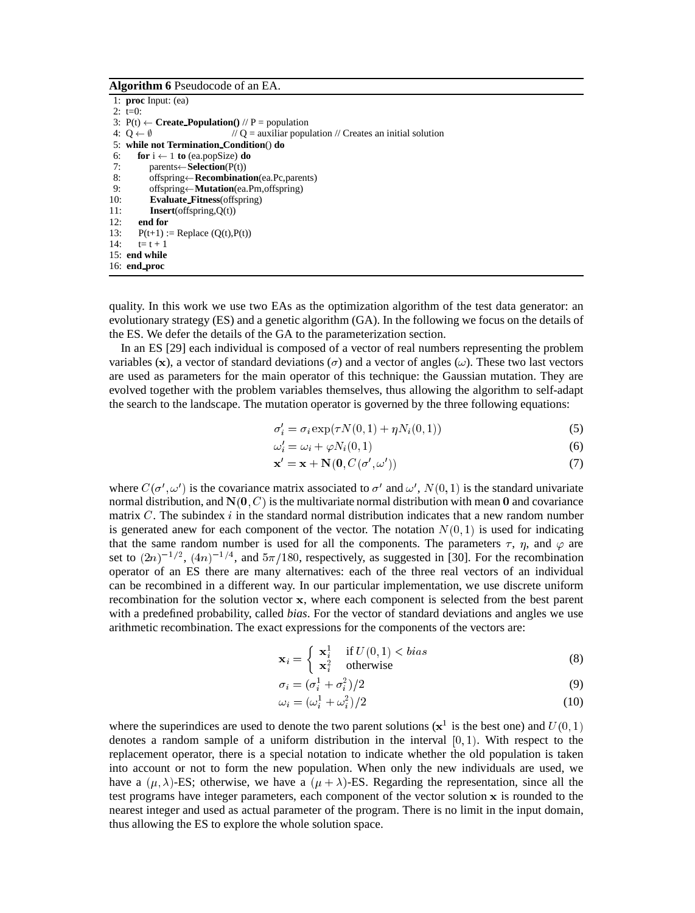**Algorithm 6** Pseudocode of an EA.

```
 1: proc Input: (ea)
 2: t=0:
 3: P(t) ← Create_Population() // P = population
 4: Q ← ∅                     // Q = auxiliar population // Creates an initial solution
 5: while not Termination_Condition() do
 6:     for i ← 1 to (ea.popSize) do
 7:         parents←Selection(P(t))
 8:         offspring←Recombination(ea.Pc,parents)
 9:         offspring←Mutation(ea.Pm,offspring)
10:         Evaluate_Fitness(offspring)
11:         Insert(offspring,Q(t))
12:     end for
13:     P(t+1) := Replace (Q(t),P(t))
14:     t= t + 1
15: end while
16: end_proc
```

quality. In this work we use two EAs as the optimization algorithm of the test data generator: an evolutionary strategy (ES) and a genetic algorithm (GA). In the following we focus on the details of the ES. We defer the details of the GA to the parameterization section.

In an ES [29] each individual is composed of a vector of real numbers representing the problem variables ($\mathbf{x}$), a vector of standard deviations ($\sigma$) and a vector of angles ($\omega$). These two last vectors are used as parameters for the main operator of this technique: the Gaussian mutation. They are evolved together with the problem variables themselves, thus allowing the algorithm to self-adapt the search to the landscape. The mutation operator is governed by the three following equations:

$$\sigma_i' = \sigma_i \exp(\tau N(0,1) + \eta N_i(0,1)) \tag{5}$$

$$\omega_i' = \omega_i + \varphi N_i(0,1) \tag{6}$$

$$\mathbf{x}' = \mathbf{x} + \mathbf{N}(\mathbf{0}, C(\sigma', \omega')) \tag{7}$$

where $C(\sigma', \omega')$ is the covariance matrix associated to $\sigma'$ and $\omega'$, $N(0,1)$ is the standard univariate normal distribution, and $\mathbf{N}(\mathbf{0}, C)$ is the multivariate normal distribution with mean **0** and covariance matrix $C$. The subindex $i$ in the standard normal distribution indicates that a new random number is generated anew for each component of the vector. The notation $N(0,1)$ is used for indicating that the same random number is used for all the components. The parameters $\tau$, $\eta$, and $\varphi$ are set to $(2n)^{-1/2}$, $(4n)^{-1/4}$, and $5\pi/180$, respectively, as suggested in [30]. For the recombination operator of an ES there are many alternatives: each of the three real vectors of an individual can be recombined in a different way. In our particular implementation, we use discrete uniform recombination for the solution vector $\mathbf{x}$, where each component is selected from the best parent with a predefined probability, called *bias*. For the vector of standard deviations and angles we use arithmetic recombination. The exact expressions for the components of the vectors are:

$$\mathbf{x}_i = \begin{cases} \mathbf{x}_i^1 & \text{if } U(0,1) < bias \\ \mathbf{x}_i^2 & \text{otherwise} \end{cases} \tag{8}$$

$$\sigma_i = (\sigma_i^1 + \sigma_i^2)/2 \tag{9}$$

$$\omega_i = (\omega_i^1 + \omega_i^2)/2 \tag{10}$$

where the superindices are used to denote the two parent solutions ($\mathbf{x}^1$ is the best one) and $U(0,1)$ denotes a random sample of a uniform distribution in the interval $[0,1)$. With respect to the replacement operator, there is a special notation to indicate whether the old population is taken into account or not to form the new population. When only the new individuals are used, we have a $(\mu, \lambda)$-ES; otherwise, we have a $(\mu + \lambda)$-ES. Regarding the representation, since all the test programs have integer parameters, each component of the vector solution $\mathbf{x}$ is rounded to the nearest integer and used as actual parameter of the program. There is no limit in the input domain, thus allowing the ES to explore the whole solution space.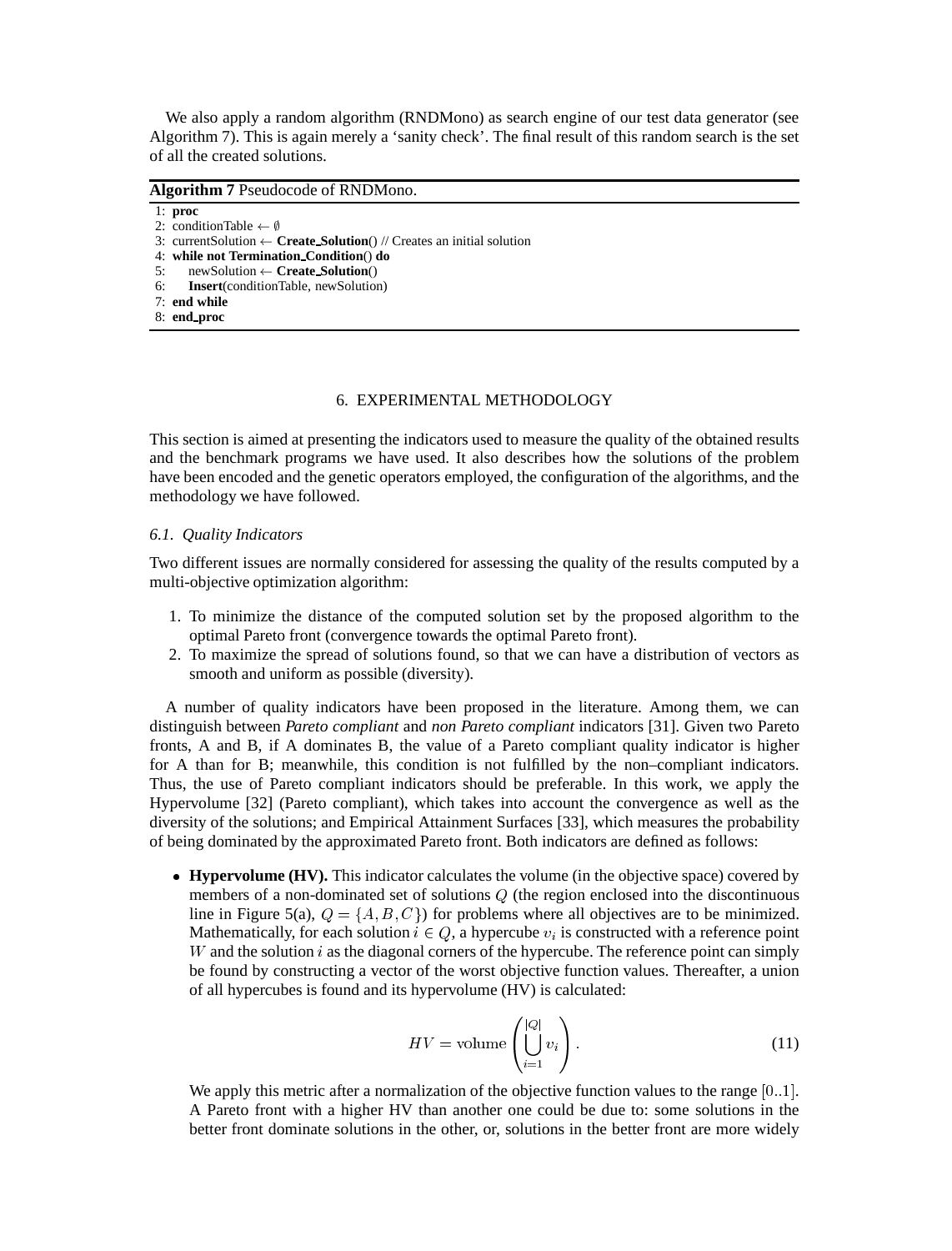We also apply a random algorithm (RNDMono) as search engine of our test data generator (see Algorithm 7). This is again merely a 'sanity check'. The final result of this random search is the set of all the created solutions.

**Algorithm 7** Pseudocode of RNDMono.

```
1: proc
2: conditionTable ← ∅
3: currentSolution ← Create_Solution() // Creates an initial solution
4: while not Termination_Condition() do
5:     newSolution ← Create_Solution()
6:     Insert(conditionTable, newSolution)
7: end while
8: end_proc
```

## 6. EXPERIMENTAL METHODOLOGY

This section is aimed at presenting the indicators used to measure the quality of the obtained results and the benchmark programs we have used. It also describes how the solutions of the problem have been encoded and the genetic operators employed, the configuration of the algorithms, and the methodology we have followed.

### *6.1. Quality Indicators*

Two different issues are normally considered for assessing the quality of the results computed by a multi-objective optimization algorithm:

1. To minimize the distance of the computed solution set by the proposed algorithm to the optimal Pareto front (convergence towards the optimal Pareto front).
2. To maximize the spread of solutions found, so that we can have a distribution of vectors as smooth and uniform as possible (diversity).

A number of quality indicators have been proposed in the literature. Among them, we can distinguish between *Pareto compliant* and *non Pareto compliant* indicators [31]. Given two Pareto fronts, A and B, if A dominates B, the value of a Pareto compliant quality indicator is higher for A than for B; meanwhile, this condition is not fulfilled by the non–compliant indicators. Thus, the use of Pareto compliant indicators should be preferable. In this work, we apply the Hypervolume [32] (Pareto compliant), which takes into account the convergence as well as the diversity of the solutions; and Empirical Attainment Surfaces [33], which measures the probability of being dominated by the approximated Pareto front. Both indicators are defined as follows:

- **Hypervolume (HV).** This indicator calculates the volume (in the objective space) covered by members of a non-dominated set of solutions $Q$ (the region enclosed into the discontinuous line in Figure 5(a), $Q = \{A, B, C\}$) for problems where all objectives are to be minimized. Mathematically, for each solution $i \in Q$, a hypercube $v_i$ is constructed with a reference point $W$ and the solution $i$ as the diagonal corners of the hypercube. The reference point can simply be found by constructing a vector of the worst objective function values. Thereafter, a union of all hypercubes is found and its hypervolume (HV) is calculated:

$$HV = \text{volume}\left(\bigcup_{i=1}^{|Q|} v_i\right). \tag{11}$$

  We apply this metric after a normalization of the objective function values to the range $[0..1]$. A Pareto front with a higher HV than another one could be due to: some solutions in the better front dominate solutions in the other, or, solutions in the better front are more widely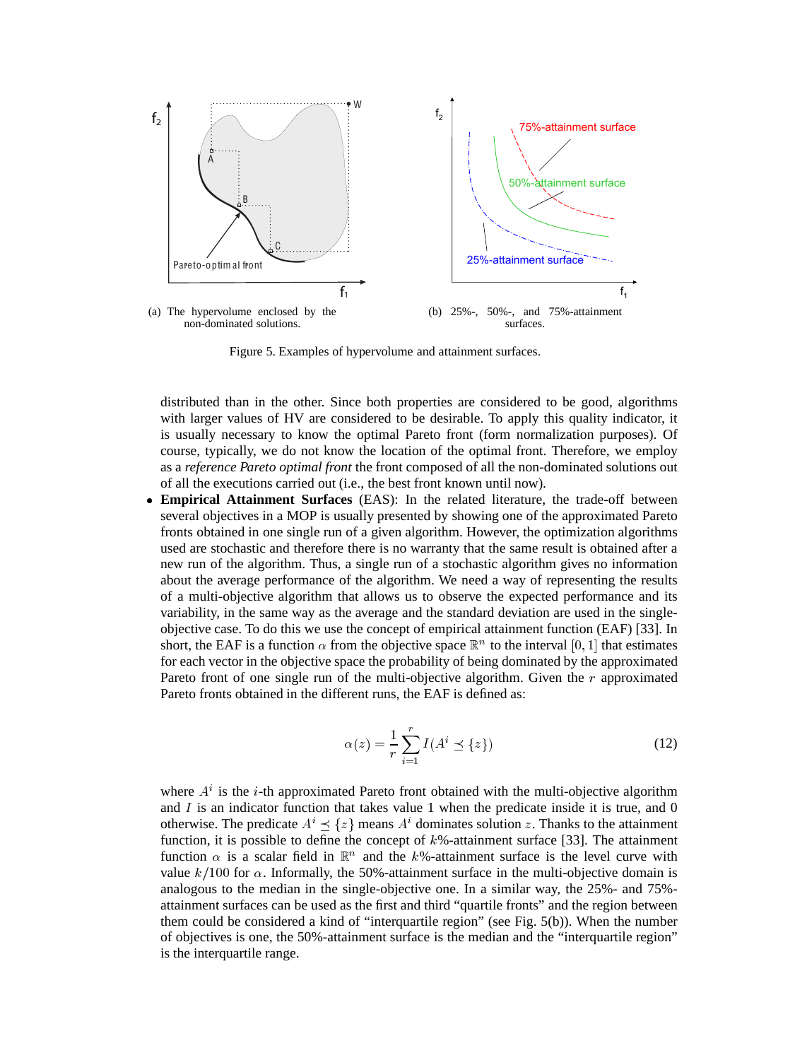(a) The hypervolume enclosed by the non-dominated solutions.

(b) 25%-, 50%-, and 75%-attainment surfaces.

Figure 5. Examples of hypervolume and attainment surfaces.

distributed than in the other. Since both properties are considered to be good, algorithms with larger values of HV are considered to be desirable. To apply this quality indicator, it is usually necessary to know the optimal Pareto front (form normalization purposes). Of course, typically, we do not know the location of the optimal front. Therefore, we employ as a *reference Pareto optimal front* the front composed of all the non-dominated solutions out of all the executions carried out (i.e., the best front known until now).

- **Empirical Attainment Surfaces** (EAS): In the related literature, the trade-off between several objectives in a MOP is usually presented by showing one of the approximated Pareto fronts obtained in one single run of a given algorithm. However, the optimization algorithms used are stochastic and therefore there is no warranty that the same result is obtained after a new run of the algorithm. Thus, a single run of a stochastic algorithm gives no information about the average performance of the algorithm. We need a way of representing the results of a multi-objective algorithm that allows us to observe the expected performance and its variability, in the same way as the average and the standard deviation are used in the single-objective case. To do this we use the concept of empirical attainment function (EAF) [33]. In short, the EAF is a function $\alpha$ from the objective space $\mathbb{R}^n$ to the interval $[0, 1]$ that estimates for each vector in the objective space the probability of being dominated by the approximated Pareto front of one single run of the multi-objective algorithm. Given the $r$ approximated Pareto fronts obtained in the different runs, the EAF is defined as:

$$\alpha(z) = \frac{1}{r} \sum_{i=1}^{r} I(A^i \preceq \{z\}) \tag{12}$$

where $A^i$ is the $i$-th approximated Pareto front obtained with the multi-objective algorithm and $I$ is an indicator function that takes value 1 when the predicate inside it is true, and 0 otherwise. The predicate $A^i \preceq \{z\}$ means $A^i$ dominates solution $z$. Thanks to the attainment function, it is possible to define the concept of $k$%-attainment surface [33]. The attainment function $\alpha$ is a scalar field in $\mathbb{R}^n$ and the $k$%-attainment surface is the level curve with value $k/100$ for $\alpha$. Informally, the 50%-attainment surface in the multi-objective domain is analogous to the median in the single-objective one. In a similar way, the 25%- and 75%-attainment surfaces can be used as the first and third "quartile fronts" and the region between them could be considered a kind of "interquartile region" (see Fig. 5(b)). When the number of objectives is one, the 50%-attainment surface is the median and the "interquartile region" is the interquartile range.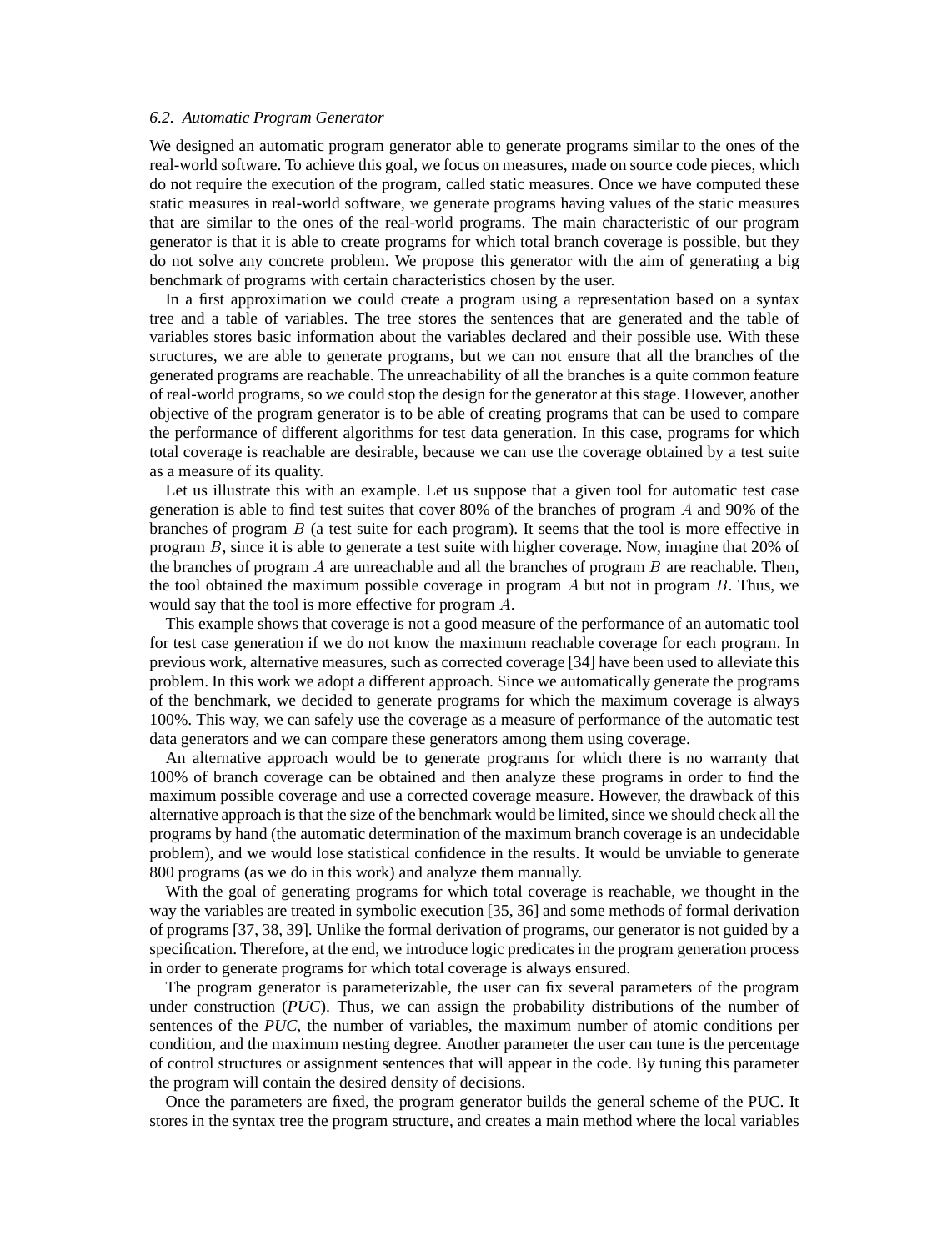### 6.2. Automatic Program Generator

We designed an automatic program generator able to generate programs similar to the ones of the real-world software. To achieve this goal, we focus on measures, made on source code pieces, which do not require the execution of the program, called static measures. Once we have computed these static measures in real-world software, we generate programs having values of the static measures that are similar to the ones of the real-world programs. The main characteristic of our program generator is that it is able to create programs for which total branch coverage is possible, but they do not solve any concrete problem. We propose this generator with the aim of generating a big benchmark of programs with certain characteristics chosen by the user.

In a first approximation we could create a program using a representation based on a syntax tree and a table of variables. The tree stores the sentences that are generated and the table of variables stores basic information about the variables declared and their possible use. With these structures, we are able to generate programs, but we can not ensure that all the branches of the generated programs are reachable. The unreachability of all the branches is a quite common feature of real-world programs, so we could stop the design for the generator at this stage. However, another objective of the program generator is to be able of creating programs that can be used to compare the performance of different algorithms for test data generation. In this case, programs for which total coverage is reachable are desirable, because we can use the coverage obtained by a test suite as a measure of its quality.

Let us illustrate this with an example. Let us suppose that a given tool for automatic test case generation is able to find test suites that cover 80% of the branches of program $A$ and 90% of the branches of program $B$ (a test suite for each program). It seems that the tool is more effective in program $B$, since it is able to generate a test suite with higher coverage. Now, imagine that 20% of the branches of program $A$ are unreachable and all the branches of program $B$ are reachable. Then, the tool obtained the maximum possible coverage in program $A$ but not in program $B$. Thus, we would say that the tool is more effective for program $A$.

This example shows that coverage is not a good measure of the performance of an automatic tool for test case generation if we do not know the maximum reachable coverage for each program. In previous work, alternative measures, such as corrected coverage [34] have been used to alleviate this problem. In this work we adopt a different approach. Since we automatically generate the programs of the benchmark, we decided to generate programs for which the maximum coverage is always 100%. This way, we can safely use the coverage as a measure of performance of the automatic test data generators and we can compare these generators among them using coverage.

An alternative approach would be to generate programs for which there is no warranty that 100% of branch coverage can be obtained and then analyze these programs in order to find the maximum possible coverage and use a corrected coverage measure. However, the drawback of this alternative approach is that the size of the benchmark would be limited, since we should check all the programs by hand (the automatic determination of the maximum branch coverage is an undecidable problem), and we would lose statistical confidence in the results. It would be unviable to generate 800 programs (as we do in this work) and analyze them manually.

With the goal of generating programs for which total coverage is reachable, we thought in the way the variables are treated in symbolic execution [35, 36] and some methods of formal derivation of programs [37, 38, 39]. Unlike the formal derivation of programs, our generator is not guided by a specification. Therefore, at the end, we introduce logic predicates in the program generation process in order to generate programs for which total coverage is always ensured.

The program generator is parameterizable, the user can fix several parameters of the program under construction (*PUC*). Thus, we can assign the probability distributions of the number of sentences of the *PUC*, the number of variables, the maximum number of atomic conditions per condition, and the maximum nesting degree. Another parameter the user can tune is the percentage of control structures or assignment sentences that will appear in the code. By tuning this parameter the program will contain the desired density of decisions.

Once the parameters are fixed, the program generator builds the general scheme of the PUC. It stores in the syntax tree the program structure, and creates a main method where the local variables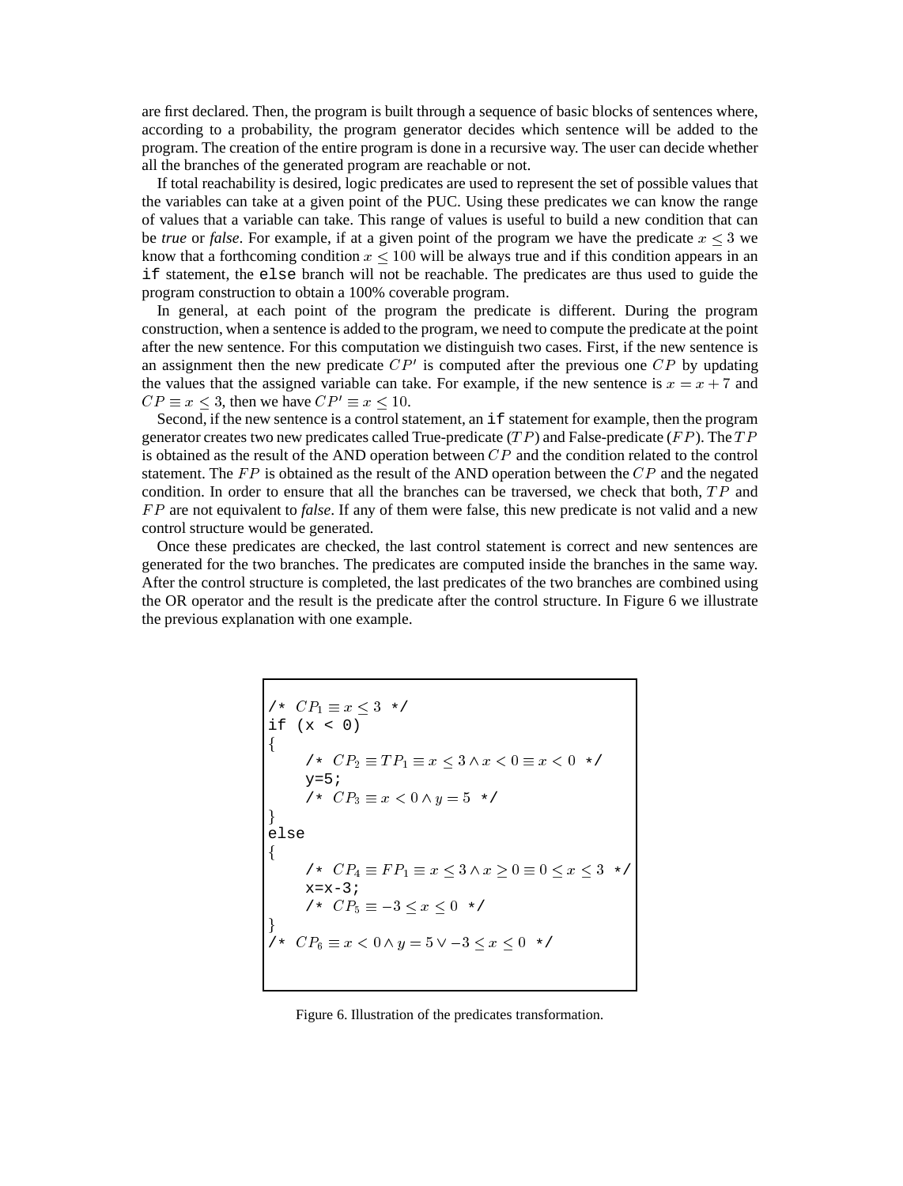are first declared. Then, the program is built through a sequence of basic blocks of sentences where, according to a probability, the program generator decides which sentence will be added to the program. The creation of the entire program is done in a recursive way. The user can decide whether all the branches of the generated program are reachable or not.

If total reachability is desired, logic predicates are used to represent the set of possible values that the variables can take at a given point of the PUC. Using these predicates we can know the range of values that a variable can take. This range of values is useful to build a new condition that can be *true* or *false*. For example, if at a given point of the program we have the predicate $x \leq 3$ we know that a forthcoming condition $x \leq 100$ will be always true and if this condition appears in an `if` statement, the `else` branch will not be reachable. The predicates are thus used to guide the program construction to obtain a 100% coverable program.

In general, at each point of the program the predicate is different. During the program construction, when a sentence is added to the program, we need to compute the predicate at the point after the new sentence. For this computation we distinguish two cases. First, if the new sentence is an assignment then the new predicate $CP'$ is computed after the previous one $CP$ by updating the values that the assigned variable can take. For example, if the new sentence is $x = x + 7$ and $CP \equiv x \leq 3$, then we have $CP' \equiv x \leq 10$.

Second, if the new sentence is a control statement, an `if` statement for example, then the program generator creates two new predicates called True-predicate ($TP$) and False-predicate ($FP$). The $TP$ is obtained as the result of the AND operation between $CP$ and the condition related to the control statement. The $FP$ is obtained as the result of the AND operation between the $CP$ and the negated condition. In order to ensure that all the branches can be traversed, we check that both, $TP$ and $FP$ are not equivalent to *false*. If any of them were false, this new predicate is not valid and a new control structure would be generated.

Once these predicates are checked, the last control statement is correct and new sentences are generated for the two branches. The predicates are computed inside the branches in the same way. After the control structure is completed, the last predicates of the two branches are combined using the OR operator and the result is the predicate after the control structure. In Figure 6 we illustrate the previous explanation with one example.

```
/* CP1 ≡ x ≤ 3 */
if (x < 0)
{
     /* CP2 ≡ TP1 ≡ x ≤ 3 ∧ x < 0 ≡ x < 0 */
     y=5;
     /* CP3 ≡ x < 0 ∧ y = 5 */
}
else
{
     /* CP4 ≡ FP1 ≡ x ≤ 3 ∧ x ≥ 0 ≡ 0 ≤ x ≤ 3 */
     x=x-3;
     /* CP5 ≡ −3 ≤ x ≤ 0 */
}
/* CP6 ≡ x < 0 ∧ y = 5 ∨ −3 ≤ x ≤ 0 */
```

Figure 6. Illustration of the predicates transformation.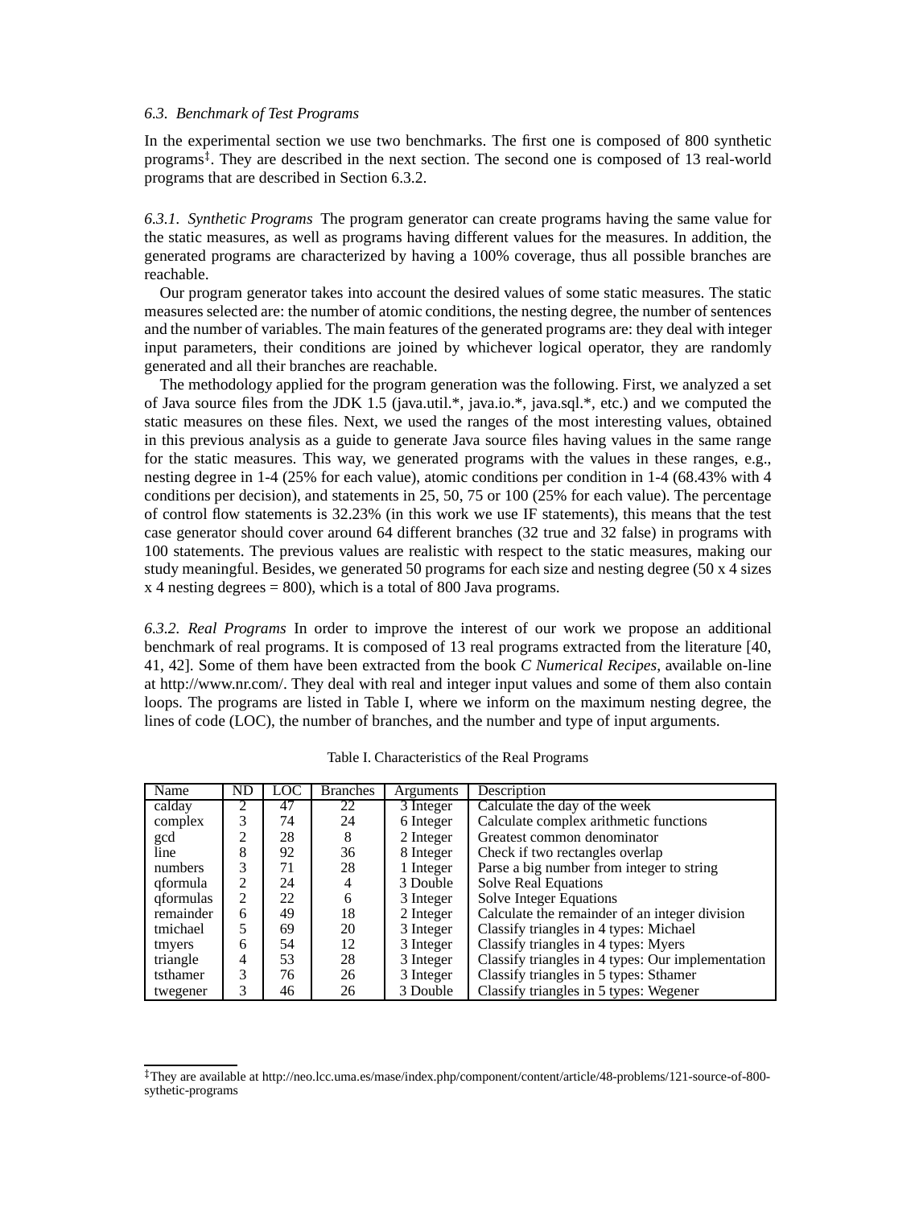### 6.3. Benchmark of Test Programs

In the experimental section we use two benchmarks. The first one is composed of 800 synthetic programs[‡]. They are described in the next section. The second one is composed of 13 real-world programs that are described in Section 6.3.2.

*6.3.1. Synthetic Programs* The program generator can create programs having the same value for the static measures, as well as programs having different values for the measures. In addition, the generated programs are characterized by having a 100% coverage, thus all possible branches are reachable.

Our program generator takes into account the desired values of some static measures. The static measures selected are: the number of atomic conditions, the nesting degree, the number of sentences and the number of variables. The main features of the generated programs are: they deal with integer input parameters, their conditions are joined by whichever logical operator, they are randomly generated and all their branches are reachable.

The methodology applied for the program generation was the following. First, we analyzed a set of Java source files from the JDK 1.5 (java.util.*, java.io.*, java.sql.*, etc.) and we computed the static measures on these files. Next, we used the ranges of the most interesting values, obtained in this previous analysis as a guide to generate Java source files having values in the same range for the static measures. This way, we generated programs with the values in these ranges, e.g., nesting degree in 1-4 (25% for each value), atomic conditions per condition in 1-4 (68.43% with 4 conditions per decision), and statements in 25, 50, 75 or 100 (25% for each value). The percentage of control flow statements is 32.23% (in this work we use IF statements), this means that the test case generator should cover around 64 different branches (32 true and 32 false) in programs with 100 statements. The previous values are realistic with respect to the static measures, making our study meaningful. Besides, we generated 50 programs for each size and nesting degree (50 x 4 sizes x 4 nesting degrees = 800), which is a total of 800 Java programs.

*6.3.2. Real Programs* In order to improve the interest of our work we propose an additional benchmark of real programs. It is composed of 13 real programs extracted from the literature [40, 41, 42]. Some of them have been extracted from the book *C Numerical Recipes*, available on-line at http://www.nr.com/. They deal with real and integer input values and some of them also contain loops. The programs are listed in Table I, where we inform on the maximum nesting degree, the lines of code (LOC), the number of branches, and the number and type of input arguments.

Table I. Characteristics of the Real Programs

| Name | ND | LOC | Branches | Arguments | Description |
|---|---|---|---|---|---|
| calday | 2 | 47 | 22 | 3 Integer | Calculate the day of the week |
| complex | 3 | 74 | 24 | 6 Integer | Calculate complex arithmetic functions |
| gcd | 2 | 28 | 8 | 2 Integer | Greatest common denominator |
| line | 8 | 92 | 36 | 8 Integer | Check if two rectangles overlap |
| numbers | 3 | 71 | 28 | 1 Integer | Parse a big number from integer to string |
| qformula | 2 | 24 | 4 | 3 Double | Solve Real Equations |
| qformulas | 2 | 22 | 6 | 3 Integer | Solve Integer Equations |
| remainder | 6 | 49 | 18 | 2 Integer | Calculate the remainder of an integer division |
| tmichael | 5 | 69 | 20 | 3 Integer | Classify triangles in 4 types: Michael |
| tmyers | 6 | 54 | 12 | 3 Integer | Classify triangles in 4 types: Myers |
| triangle | 4 | 53 | 28 | 3 Integer | Classify triangles in 4 types: Our implementation |
| tsthamer | 3 | 76 | 26 | 3 Integer | Classify triangles in 5 types: Sthamer |
| twegener | 3 | 46 | 26 | 3 Double | Classify triangles in 5 types: Wegener |

[‡]They are available at http://neo.lcc.uma.es/mase/index.php/component/content/article/48-problems/121-source-of-800-sythetic-programs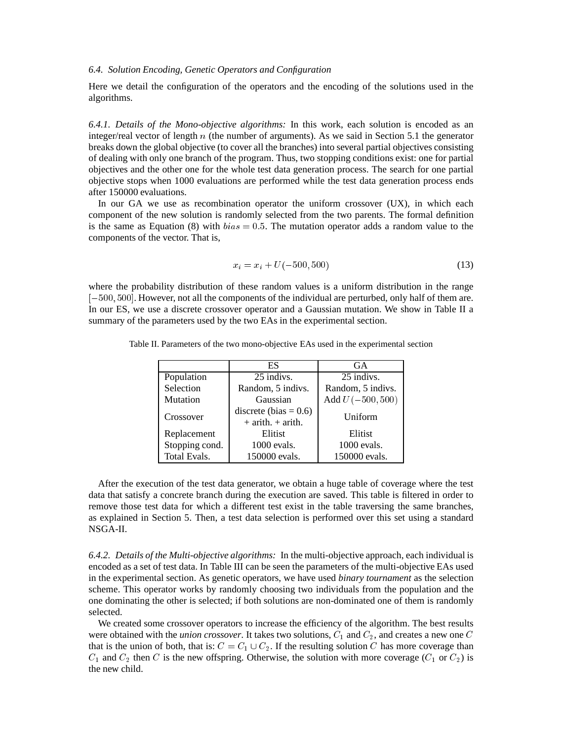*6.4. Solution Encoding, Genetic Operators and Configuration*

Here we detail the configuration of the operators and the encoding of the solutions used in the algorithms.

*6.4.1. Details of the Mono-objective algorithms:* In this work, each solution is encoded as an integer/real vector of length $n$ (the number of arguments). As we said in Section 5.1 the generator breaks down the global objective (to cover all the branches) into several partial objectives consisting of dealing with only one branch of the program. Thus, two stopping conditions exist: one for partial objectives and the other one for the whole test data generation process. The search for one partial objective stops when 1000 evaluations are performed while the test data generation process ends after 150000 evaluations.

In our GA we use as recombination operator the uniform crossover (UX), in which each component of the new solution is randomly selected from the two parents. The formal definition is the same as Equation (8) with $bias = 0.5$. The mutation operator adds a random value to the components of the vector. That is,

$$x_i = x_i + U(-500, 500) \tag{13}$$

where the probability distribution of these random values is a uniform distribution in the range $[-500, 500]$. However, not all the components of the individual are perturbed, only half of them are. In our ES, we use a discrete crossover operator and a Gaussian mutation. We show in Table II a summary of the parameters used by the two EAs in the experimental section.

Table II. Parameters of the two mono-objective EAs used in the experimental section

| | ES | GA |
|---|---|---|
| Population | 25 indivs. | 25 indivs. |
| Selection | Random, 5 indivs. | Random, 5 indivs. |
| Mutation | Gaussian | Add $U(-500, 500)$ |
| Crossover | discrete (bias = 0.6) + arith. + arith. | Uniform |
| Replacement | Elitist | Elitist |
| Stopping cond. | 1000 evals. | 1000 evals. |
| Total Evals. | 150000 evals. | 150000 evals. |

After the execution of the test data generator, we obtain a huge table of coverage where the test data that satisfy a concrete branch during the execution are saved. This table is filtered in order to remove those test data for which a different test exist in the table traversing the same branches, as explained in Section 5. Then, a test data selection is performed over this set using a standard NSGA-II.

*6.4.2. Details of the Multi-objective algorithms:* In the multi-objective approach, each individual is encoded as a set of test data. In Table III can be seen the parameters of the multi-objective EAs used in the experimental section. As genetic operators, we have used *binary tournament* as the selection scheme. This operator works by randomly choosing two individuals from the population and the one dominating the other is selected; if both solutions are non-dominated one of them is randomly selected.

We created some crossover operators to increase the efficiency of the algorithm. The best results were obtained with the *union crossover*. It takes two solutions, $C_1$ and $C_2$, and creates a new one $C$ that is the union of both, that is: $C = C_1 \cup C_2$. If the resulting solution $C$ has more coverage than $C_1$ and $C_2$ then $C$ is the new offspring. Otherwise, the solution with more coverage ($C_1$ or $C_2$) is the new child.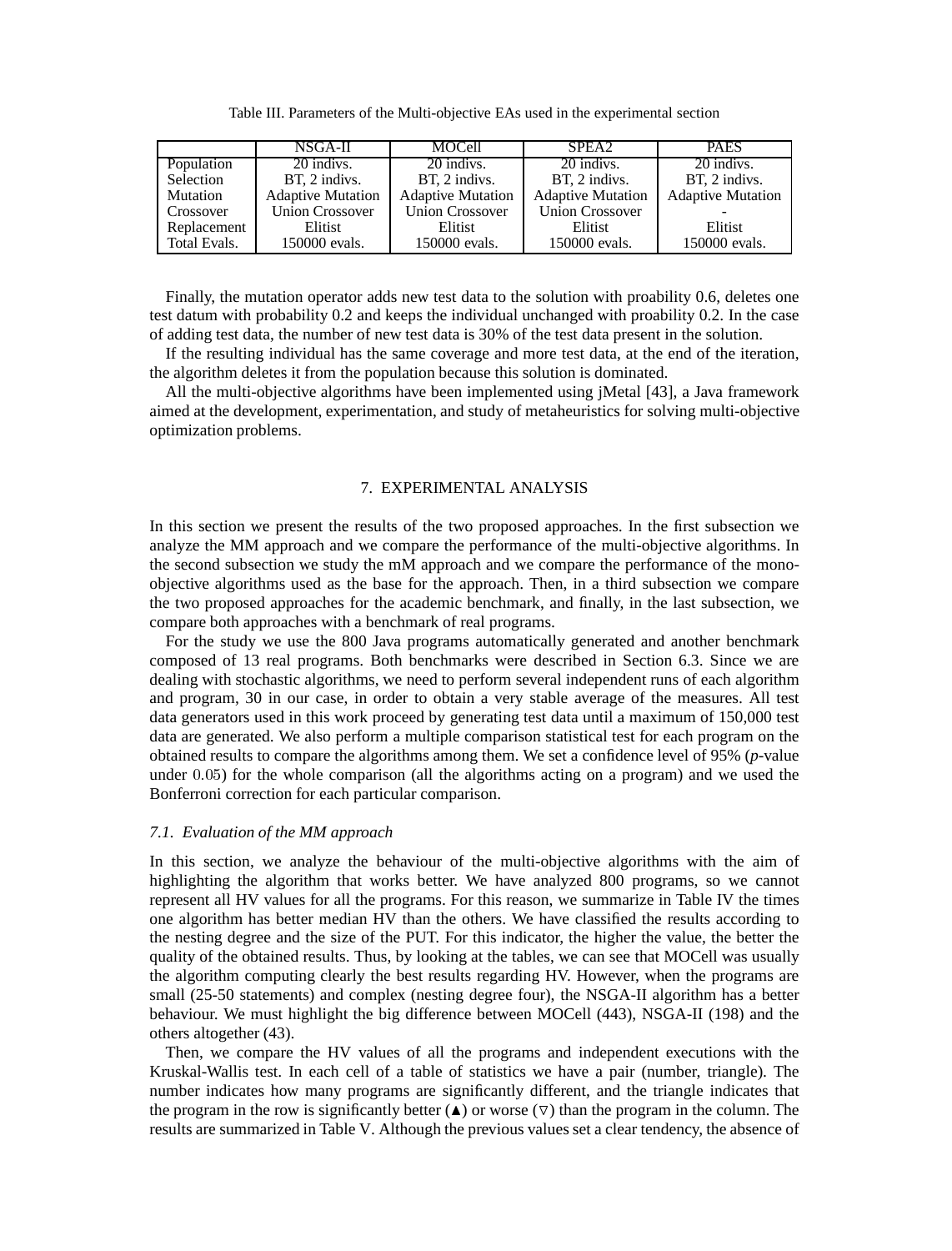Table III. Parameters of the Multi-objective EAs used in the experimental section

| | NSGA-II | MOCell | SPEA2 | PAES |
|---|---|---|---|---|
| Population | 20 indivs. | 20 indivs. | 20 indivs. | 20 indivs. |
| Selection | BT, 2 indivs. | BT, 2 indivs. | BT, 2 indivs. | BT, 2 indivs. |
| Mutation | Adaptive Mutation | Adaptive Mutation | Adaptive Mutation | Adaptive Mutation |
| Crossover | Union Crossover | Union Crossover | Union Crossover | - |
| Replacement | Elitist | Elitist | Elitist | Elitist |
| Total Evals. | 150000 evals. | 150000 evals. | 150000 evals. | 150000 evals. |

Finally, the mutation operator adds new test data to the solution with proability 0.6, deletes one test datum with probability 0.2 and keeps the individual unchanged with proability 0.2. In the case of adding test data, the number of new test data is 30% of the test data present in the solution.

If the resulting individual has the same coverage and more test data, at the end of the iteration, the algorithm deletes it from the population because this solution is dominated.

All the multi-objective algorithms have been implemented using jMetal [43], a Java framework aimed at the development, experimentation, and study of metaheuristics for solving multi-objective optimization problems.

## 7. EXPERIMENTAL ANALYSIS

In this section we present the results of the two proposed approaches. In the first subsection we analyze the MM approach and we compare the performance of the multi-objective algorithms. In the second subsection we study the mM approach and we compare the performance of the mono-objective algorithms used as the base for the approach. Then, in a third subsection we compare the two proposed approaches for the academic benchmark, and finally, in the last subsection, we compare both approaches with a benchmark of real programs.

For the study we use the 800 Java programs automatically generated and another benchmark composed of 13 real programs. Both benchmarks were described in Section 6.3. Since we are dealing with stochastic algorithms, we need to perform several independent runs of each algorithm and program, 30 in our case, in order to obtain a very stable average of the measures. All test data generators used in this work proceed by generating test data until a maximum of 150,000 test data are generated. We also perform a multiple comparison statistical test for each program on the obtained results to compare the algorithms among them. We set a confidence level of 95% (*p*-value under $0.05$) for the whole comparison (all the algorithms acting on a program) and we used the Bonferroni correction for each particular comparison.

### *7.1. Evaluation of the MM approach*

In this section, we analyze the behaviour of the multi-objective algorithms with the aim of highlighting the algorithm that works better. We have analyzed 800 programs, so we cannot represent all HV values for all the programs. For this reason, we summarize in Table IV the times one algorithm has better median HV than the others. We have classified the results according to the nesting degree and the size of the PUT. For this indicator, the higher the value, the better the quality of the obtained results. Thus, by looking at the tables, we can see that MOCell was usually the algorithm computing clearly the best results regarding HV. However, when the programs are small (25-50 statements) and complex (nesting degree four), the NSGA-II algorithm has a better behaviour. We must highlight the big difference between MOCell (443), NSGA-II (198) and the others altogether (43).

Then, we compare the HV values of all the programs and independent executions with the Kruskal-Wallis test. In each cell of a table of statistics we have a pair (number, triangle). The number indicates how many programs are significantly different, and the triangle indicates that the program in the row is significantly better (▲) or worse (▽) than the program in the column. The results are summarized in Table V. Although the previous values set a clear tendency, the absence of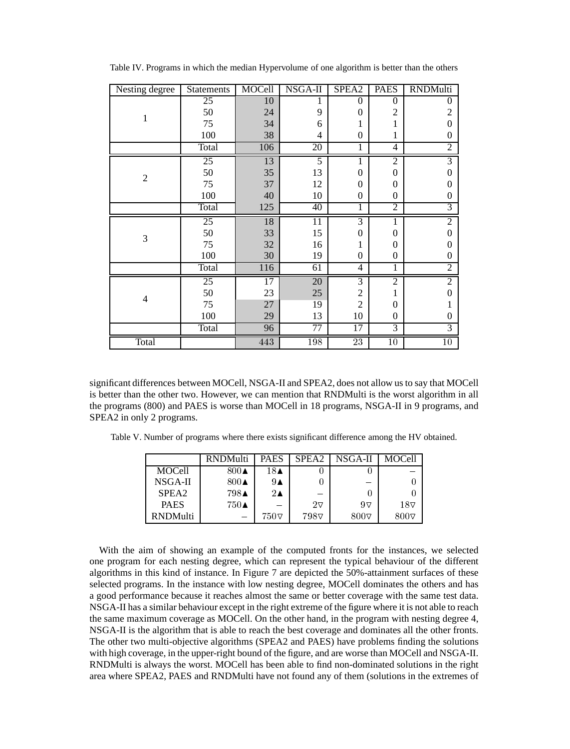Table IV. Programs in which the median Hypervolume of one algorithm is better than the others

| Nesting degree | Statements | MOCell | NSGA-II | SPEA2 | PAES | RNDMulti |
|---|---|---|---|---|---|---|
| 1 | 25 | 10 | 1 | 0 | 0 | 0 |
| | 50 | 24 | 9 | 0 | 2 | 2 |
| | 75 | 34 | 6 | 1 | 1 | 0 |
| | 100 | 38 | 4 | 0 | 1 | 0 |
| | Total | 106 | 20 | 1 | 4 | 2 |
| 2 | 25 | 13 | 5 | 1 | 2 | 3 |
| | 50 | 35 | 13 | 0 | 0 | 0 |
| | 75 | 37 | 12 | 0 | 0 | 0 |
| | 100 | 40 | 10 | 0 | 0 | 0 |
| | Total | 125 | 40 | 1 | 2 | 3 |
| 3 | 25 | 18 | 11 | 3 | 1 | 2 |
| | 50 | 33 | 15 | 0 | 0 | 0 |
| | 75 | 32 | 16 | 1 | 0 | 0 |
| | 100 | 30 | 19 | 0 | 0 | 0 |
| | Total | 116 | 61 | 4 | 1 | 2 |
| 4 | 25 | 17 | 20 | 3 | 2 | 2 |
| | 50 | 23 | 25 | 2 | 1 | 0 |
| | 75 | 27 | 19 | 2 | 0 | 1 |
| | 100 | 29 | 13 | 10 | 0 | 0 |
| | Total | 96 | 77 | 17 | 3 | 3 |
| Total | | 443 | 198 | 23 | 10 | 10 |

significant differences between MOCell, NSGA-II and SPEA2, does not allow us to say that MOCell is better than the other two. However, we can mention that RNDMulti is the worst algorithm in all the programs (800) and PAES is worse than MOCell in 18 programs, NSGA-II in 9 programs, and SPEA2 in only 2 programs.

Table V. Number of programs where there exists significant difference among the HV obtained.

| | RNDMulti | PAES | SPEA2 | NSGA-II | MOCell |
|---|---|---|---|---|---|
| MOCell | 800▲ | 18▲ | 0 | 0 | – |
| NSGA-II | 800▲ | 9▲ | 0 | – | 0 |
| SPEA2 | 798▲ | 2▲ | – | 0 | 0 |
| PAES | 750▲ | – | 2▽ | 9▽ | 18▽ |
| RNDMulti | – | 750▽ | 798▽ | 800▽ | 800▽ |

With the aim of showing an example of the computed fronts for the instances, we selected one program for each nesting degree, which can represent the typical behaviour of the different algorithms in this kind of instance. In Figure 7 are depicted the 50%-attainment surfaces of these selected programs. In the instance with low nesting degree, MOCell dominates the others and has a good performance because it reaches almost the same or better coverage with the same test data. NSGA-II has a similar behaviour except in the right extreme of the figure where it is not able to reach the same maximum coverage as MOCell. On the other hand, in the program with nesting degree 4, NSGA-II is the algorithm that is able to reach the best coverage and dominates all the other fronts. The other two multi-objective algorithms (SPEA2 and PAES) have problems finding the solutions with high coverage, in the upper-right bound of the figure, and are worse than MOCell and NSGA-II. RNDMulti is always the worst. MOCell has been able to find non-dominated solutions in the right area where SPEA2, PAES and RNDMulti have not found any of them (solutions in the extremes of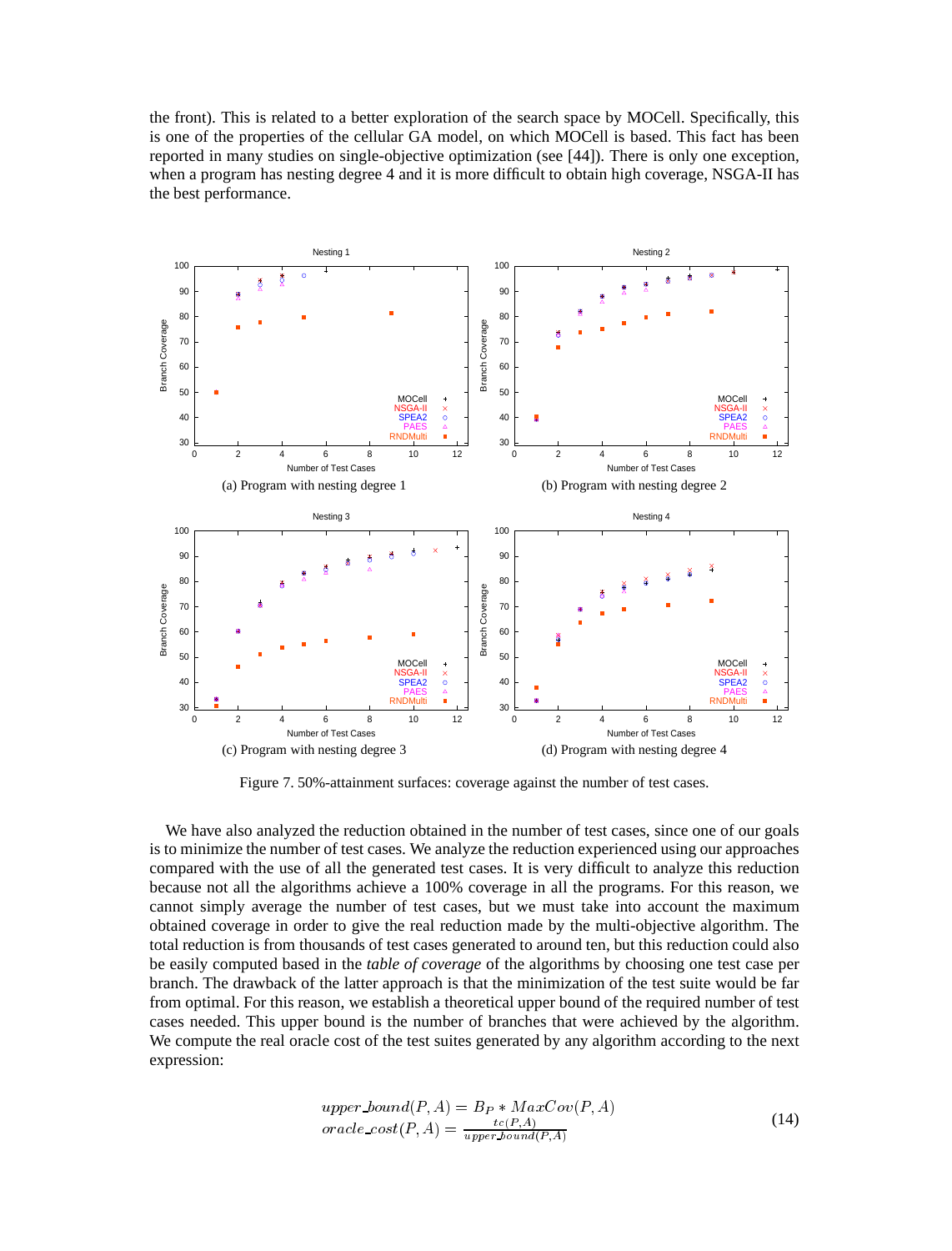the front). This is related to a better exploration of the search space by MOCell. Specifically, this is one of the properties of the cellular GA model, on which MOCell is based. This fact has been reported in many studies on single-objective optimization (see [44]). There is only one exception, when a program has nesting degree 4 and it is more difficult to obtain high coverage, NSGA-II has the best performance.

(a) Program with nesting degree 1

(b) Program with nesting degree 2

(c) Program with nesting degree 3

(d) Program with nesting degree 4

Figure 7. 50%-attainment surfaces: coverage against the number of test cases.

We have also analyzed the reduction obtained in the number of test cases, since one of our goals is to minimize the number of test cases. We analyze the reduction experienced using our approaches compared with the use of all the generated test cases. It is very difficult to analyze this reduction because not all the algorithms achieve a 100% coverage in all the programs. For this reason, we cannot simply average the number of test cases, but we must take into account the maximum obtained coverage in order to give the real reduction made by the multi-objective algorithm. The total reduction is from thousands of test cases generated to around ten, but this reduction could also be easily computed based in the *table of coverage* of the algorithms by choosing one test case per branch. The drawback of the latter approach is that the minimization of the test suite would be far from optimal. For this reason, we establish a theoretical upper bound of the required number of test cases needed. This upper bound is the number of branches that were achieved by the algorithm. We compute the real oracle cost of the test suites generated by any algorithm according to the next expression:

$$
\begin{aligned}
upper\_bound(P, A) &= B_P * MaxCov(P, A) \\
oracle\_cost(P, A) &= \frac{tc(P, A)}{upper\_bound(P, A)}
\end{aligned} \tag{14}
$$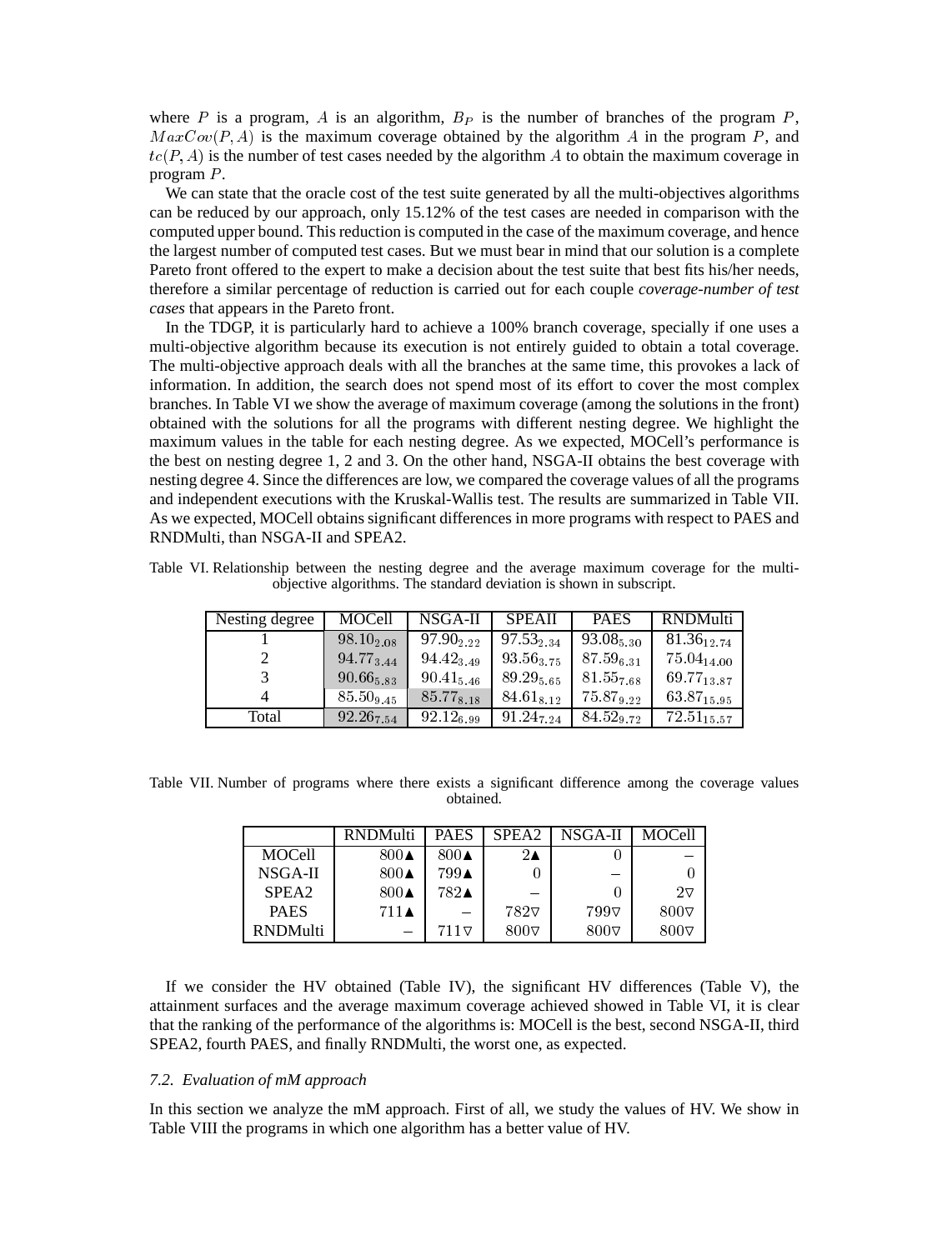where $P$ is a program, $A$ is an algorithm, $B_P$ is the number of branches of the program $P$, $MaxCov(P, A)$ is the maximum coverage obtained by the algorithm $A$ in the program $P$, and $tc(P, A)$ is the number of test cases needed by the algorithm $A$ to obtain the maximum coverage in program $P$.

We can state that the oracle cost of the test suite generated by all the multi-objectives algorithms can be reduced by our approach, only 15.12% of the test cases are needed in comparison with the computed upper bound. This reduction is computed in the case of the maximum coverage, and hence the largest number of computed test cases. But we must bear in mind that our solution is a complete Pareto front offered to the expert to make a decision about the test suite that best fits his/her needs, therefore a similar percentage of reduction is carried out for each couple *coverage-number of test cases* that appears in the Pareto front.

In the TDGP, it is particularly hard to achieve a 100% branch coverage, specially if one uses a multi-objective algorithm because its execution is not entirely guided to obtain a total coverage. The multi-objective approach deals with all the branches at the same time, this provokes a lack of information. In addition, the search does not spend most of its effort to cover the most complex branches. In Table VI we show the average of maximum coverage (among the solutions in the front) obtained with the solutions for all the programs with different nesting degree. We highlight the maximum values in the table for each nesting degree. As we expected, MOCell's performance is the best on nesting degree 1, 2 and 3. On the other hand, NSGA-II obtains the best coverage with nesting degree 4. Since the differences are low, we compared the coverage values of all the programs and independent executions with the Kruskal-Wallis test. The results are summarized in Table VII. As we expected, MOCell obtains significant differences in more programs with respect to PAES and RNDMulti, than NSGA-II and SPEA2.

Table VI. Relationship between the nesting degree and the average maximum coverage for the multi-objective algorithms. The standard deviation is shown in subscript.

| Nesting degree | MOCell | NSGA-II | SPEAII | PAES | RNDMulti |
|---|---|---|---|---|---|
| 1 | $98.10_{2.08}$ | $97.90_{2.22}$ | $97.53_{2.34}$ | $93.08_{5.30}$ | $81.36_{12.74}$ |
| 2 | $94.77_{3.44}$ | $94.42_{3.49}$ | $93.56_{3.75}$ | $87.59_{6.31}$ | $75.04_{14.00}$ |
| 3 | $90.66_{5.83}$ | $90.41_{5.46}$ | $89.29_{5.65}$ | $81.55_{7.68}$ | $69.77_{13.87}$ |
| 4 | $85.50_{9.45}$ | $85.77_{8.18}$ | $84.61_{8.12}$ | $75.87_{9.22}$ | $63.87_{15.95}$ |
| Total | $92.26_{7.54}$ | $92.12_{6.99}$ | $91.24_{7.24}$ | $84.52_{9.72}$ | $72.51_{15.57}$ |

Table VII. Number of programs where there exists a significant difference among the coverage values obtained.

| | RNDMulti | PAES | SPEA2 | NSGA-II | MOCell |
|---|---|---|---|---|---|
| MOCell | 800▲ | 800▲ | 2▲ | 0 | – |
| NSGA-II | 800▲ | 799▲ | 0 | – | 0 |
| SPEA2 | 800▲ | 782▲ | – | 0 | 2▽ |
| PAES | 711▲ | – | 782▽ | 799▽ | 800▽ |
| RNDMulti | – | 711▽ | 800▽ | 800▽ | 800▽ |

If we consider the HV obtained (Table IV), the significant HV differences (Table V), the attainment surfaces and the average maximum coverage achieved showed in Table VI, it is clear that the ranking of the performance of the algorithms is: MOCell is the best, second NSGA-II, third SPEA2, fourth PAES, and finally RNDMulti, the worst one, as expected.

### 7.2. Evaluation of mM approach

In this section we analyze the mM approach. First of all, we study the values of HV. We show in Table VIII the programs in which one algorithm has a better value of HV.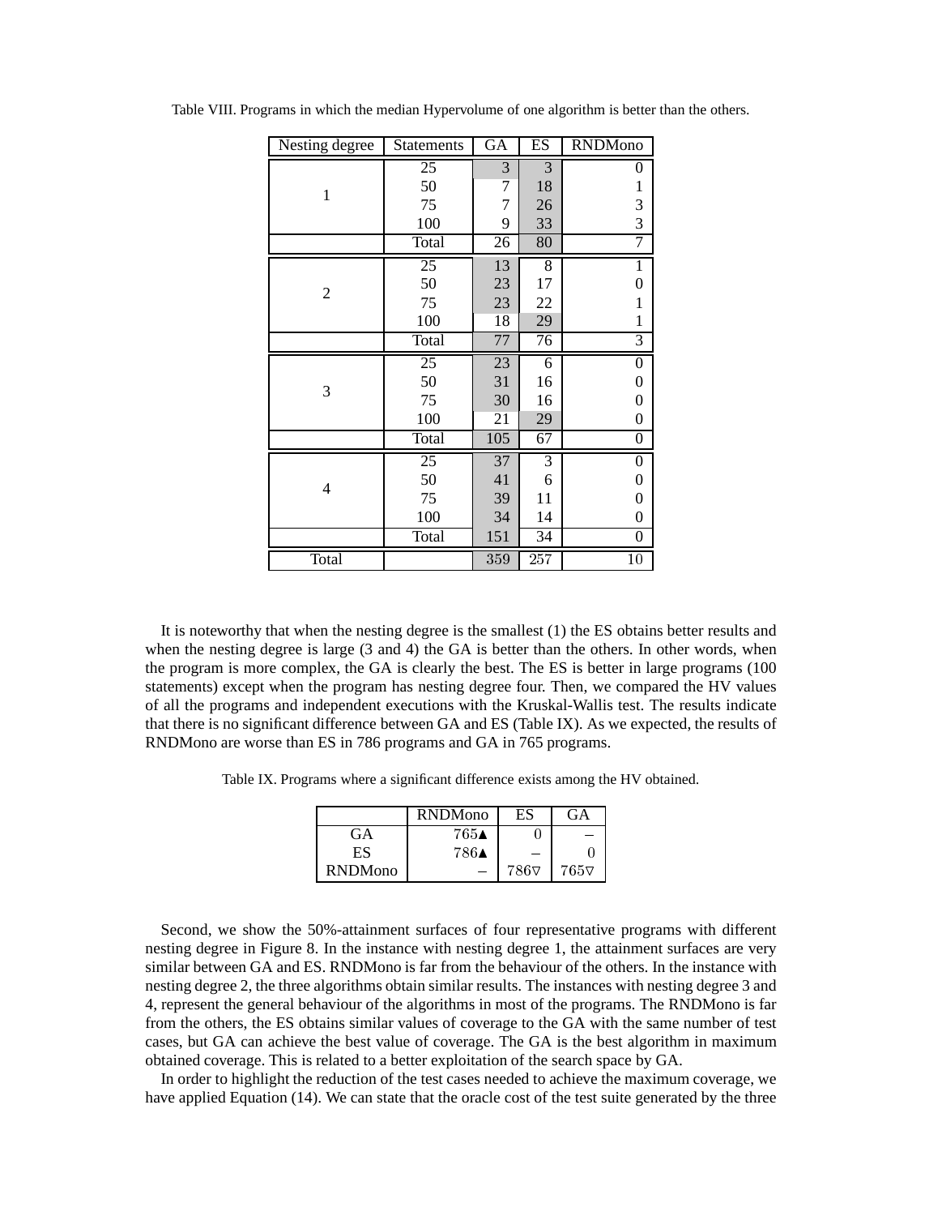Table VIII. Programs in which the median Hypervolume of one algorithm is better than the others.

| Nesting degree | Statements | GA | ES | RNDMono |
|---|---|---|---|---|
| 1 | 25 | 3 | 3 | 0 |
| | 50 | 7 | 18 | 1 |
| | 75 | 7 | 26 | 3 |
| | 100 | 9 | 33 | 3 |
| | Total | 26 | 80 | 7 |
| 2 | 25 | 13 | 8 | 1 |
| | 50 | 23 | 17 | 0 |
| | 75 | 23 | 22 | 1 |
| | 100 | 18 | 29 | 1 |
| | Total | 77 | 76 | 3 |
| 3 | 25 | 23 | 6 | 0 |
| | 50 | 31 | 16 | 0 |
| | 75 | 30 | 16 | 0 |
| | 100 | 21 | 29 | 0 |
| | Total | 105 | 67 | 0 |
| 4 | 25 | 37 | 3 | 0 |
| | 50 | 41 | 6 | 0 |
| | 75 | 39 | 11 | 0 |
| | 100 | 34 | 14 | 0 |
| | Total | 151 | 34 | 0 |
| Total | | 359 | 257 | 10 |

It is noteworthy that when the nesting degree is the smallest (1) the ES obtains better results and when the nesting degree is large (3 and 4) the GA is better than the others. In other words, when the program is more complex, the GA is clearly the best. The ES is better in large programs (100 statements) except when the program has nesting degree four. Then, we compared the HV values of all the programs and independent executions with the Kruskal-Wallis test. The results indicate that there is no significant difference between GA and ES (Table IX). As we expected, the results of RNDMono are worse than ES in 786 programs and GA in 765 programs.

Table IX. Programs where a significant difference exists among the HV obtained.

| | RNDMono | ES | GA |
|---|---|---|---|
| GA | 765▲ | 0 | – |
| ES | 786▲ | – | 0 |
| RNDMono | – | 786▽ | 765▽ |

Second, we show the 50%-attainment surfaces of four representative programs with different nesting degree in Figure 8. In the instance with nesting degree 1, the attainment surfaces are very similar between GA and ES. RNDMono is far from the behaviour of the others. In the instance with nesting degree 2, the three algorithms obtain similar results. The instances with nesting degree 3 and 4, represent the general behaviour of the algorithms in most of the programs. The RNDMono is far from the others, the ES obtains similar values of coverage to the GA with the same number of test cases, but GA can achieve the best value of coverage. The GA is the best algorithm in maximum obtained coverage. This is related to a better exploitation of the search space by GA.

In order to highlight the reduction of the test cases needed to achieve the maximum coverage, we have applied Equation (14). We can state that the oracle cost of the test suite generated by the three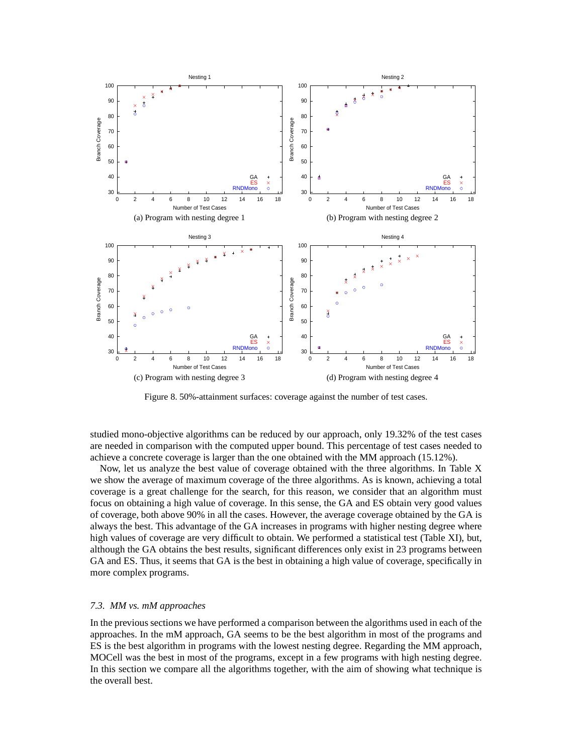(a) Program with nesting degree 1

(b) Program with nesting degree 2

(c) Program with nesting degree 3

(d) Program with nesting degree 4

Figure 8. 50%-attainment surfaces: coverage against the number of test cases.

studied mono-objective algorithms can be reduced by our approach, only 19.32% of the test cases are needed in comparison with the computed upper bound. This percentage of test cases needed to achieve a concrete coverage is larger than the one obtained with the MM approach (15.12%).

Now, let us analyze the best value of coverage obtained with the three algorithms. In Table X we show the average of maximum coverage of the three algorithms. As is known, achieving a total coverage is a great challenge for the search, for this reason, we consider that an algorithm must focus on obtaining a high value of coverage. In this sense, the GA and ES obtain very good values of coverage, both above 90% in all the cases. However, the average coverage obtained by the GA is always the best. This advantage of the GA increases in programs with higher nesting degree where high values of coverage are very difficult to obtain. We performed a statistical test (Table XI), but, although the GA obtains the best results, significant differences only exist in 23 programs between GA and ES. Thus, it seems that GA is the best in obtaining a high value of coverage, specifically in more complex programs.

### 7.3. *MM vs. mM approaches*

In the previous sections we have performed a comparison between the algorithms used in each of the approaches. In the mM approach, GA seems to be the best algorithm in most of the programs and ES is the best algorithm in programs with the lowest nesting degree. Regarding the MM approach, MOCell was the best in most of the programs, except in a few programs with high nesting degree. In this section we compare all the algorithms together, with the aim of showing what technique is the overall best.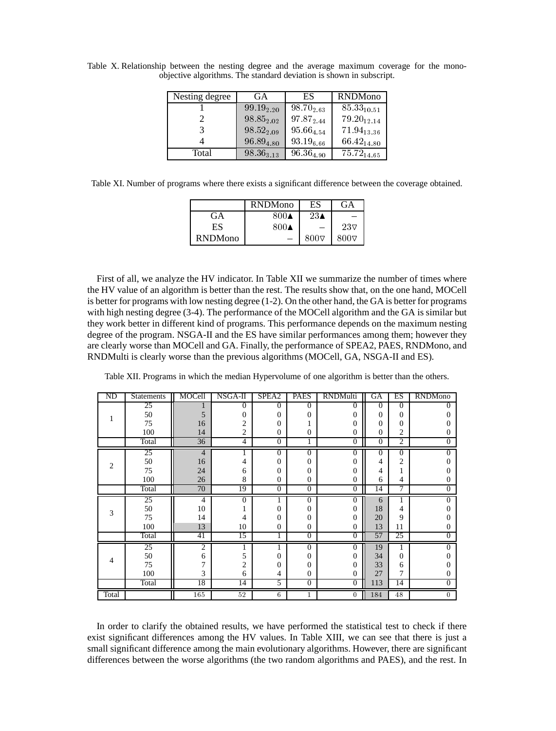Table X. Relationship between the nesting degree and the average maximum coverage for the mono-objective algorithms. The standard deviation is shown in subscript.

| Nesting degree | GA | ES | RNDMono |
|---|---|---|---|
| 1 | $99.19_{2.20}$ | $98.70_{2.63}$ | $85.33_{10.51}$ |
| 2 | $98.85_{2.02}$ | $97.87_{2.44}$ | $79.20_{12.14}$ |
| 3 | $98.52_{2.09}$ | $95.66_{4.54}$ | $71.94_{13.36}$ |
| 4 | $96.89_{4.80}$ | $93.19_{6.66}$ | $66.42_{14.80}$ |
| Total | $98.36_{3.13}$ | $96.36_{4.90}$ | $75.72_{14.65}$ |

Table XI. Number of programs where there exists a significant difference between the coverage obtained.

| | RNDMono | ES | GA |
|---|---|---|---|
| GA | 800▲ | 23▲ | – |
| ES | 800▲ | – | 23▽ |
| RNDMono | – | 800▽ | 800▽ |

First of all, we analyze the HV indicator. In Table XII we summarize the number of times where the HV value of an algorithm is better than the rest. The results show that, on the one hand, MOCell is better for programs with low nesting degree (1-2). On the other hand, the GA is better for programs with high nesting degree (3-4). The performance of the MOCell algorithm and the GA is similar but they work better in different kind of programs. This performance depends on the maximum nesting degree of the program. NSGA-II and the ES have similar performances among them; however they are clearly worse than MOCell and GA. Finally, the performance of SPEA2, PAES, RNDMono, and RNDMulti is clearly worse than the previous algorithms (MOCell, GA, NSGA-II and ES).

Table XII. Programs in which the median Hypervolume of one algorithm is better than the others.

| ND | Statements | MOCell | NSGA-II | SPEA2 | PAES | RNDMulti | GA | ES | RNDMono |
|---|---|---|---|---|---|---|---|---|---|
| 1 | 25 | 1 | 0 | 0 | 0 | 0 | 0 | 0 | 0 |
| | 50 | 5 | 0 | 0 | 0 | 0 | 0 | 0 | 0 |
| | 75 | 16 | 2 | 0 | 1 | 0 | 0 | 0 | 0 |
| | 100 | 14 | 2 | 0 | 0 | 0 | 0 | 2 | 0 |
| | Total | 36 | 4 | 0 | 1 | 0 | 0 | 2 | 0 |
| 2 | 25 | 4 | 1 | 0 | 0 | 0 | 0 | 0 | 0 |
| | 50 | 16 | 4 | 0 | 0 | 0 | 4 | 2 | 0 |
| | 75 | 24 | 6 | 0 | 0 | 0 | 4 | 1 | 0 |
| | 100 | 26 | 8 | 0 | 0 | 0 | 6 | 4 | 0 |
| | Total | 70 | 19 | 0 | 0 | 0 | 14 | 7 | 0 |
| 3 | 25 | 4 | 0 | 1 | 0 | 0 | 6 | 1 | 0 |
| | 50 | 10 | 1 | 0 | 0 | 0 | 18 | 4 | 0 |
| | 75 | 14 | 4 | 0 | 0 | 0 | 20 | 9 | 0 |
| | 100 | 13 | 10 | 0 | 0 | 0 | 13 | 11 | 0 |
| | Total | 41 | 15 | 1 | 0 | 0 | 57 | 25 | 0 |
| 4 | 25 | 2 | 1 | 1 | 0 | 0 | 19 | 1 | 0 |
| | 50 | 6 | 5 | 0 | 0 | 0 | 34 | 0 | 0 |
| | 75 | 7 | 2 | 0 | 0 | 0 | 33 | 6 | 0 |
| | 100 | 3 | 6 | 4 | 0 | 0 | 27 | 7 | 0 |
| | Total | 18 | 14 | 5 | 0 | 0 | 113 | 14 | 0 |
| Total | | 165 | 52 | 6 | 1 | 0 | 184 | 48 | 0 |

In order to clarify the obtained results, we have performed the statistical test to check if there exist significant differences among the HV values. In Table XIII, we can see that there is just a small significant difference among the main evolutionary algorithms. However, there are significant differences between the worse algorithms (the two random algorithms and PAES), and the rest. In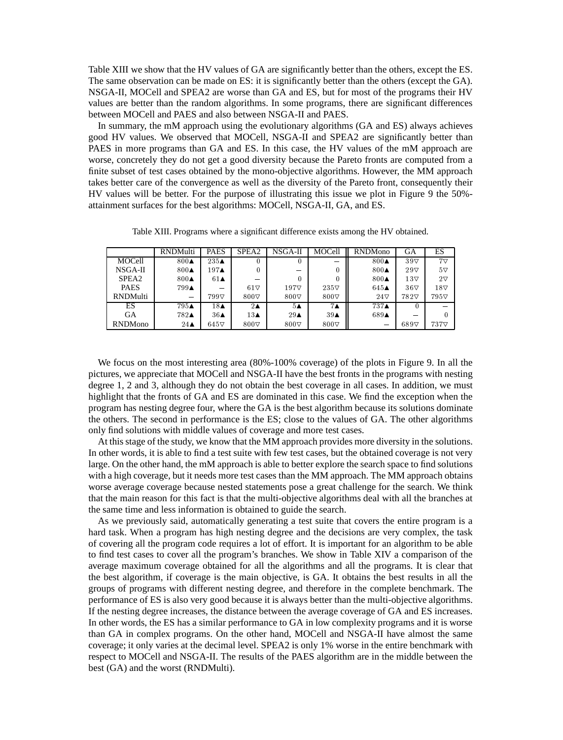Table XIII we show that the HV values of GA are significantly better than the others, except the ES. The same observation can be made on ES: it is significantly better than the others (except the GA). NSGA-II, MOCell and SPEA2 are worse than GA and ES, but for most of the programs their HV values are better than the random algorithms. In some programs, there are significant differences between MOCell and PAES and also between NSGA-II and PAES.

In summary, the mM approach using the evolutionary algorithms (GA and ES) always achieves good HV values. We observed that MOCell, NSGA-II and SPEA2 are significantly better than PAES in more programs than GA and ES. In this case, the HV values of the mM approach are worse, concretely they do not get a good diversity because the Pareto fronts are computed from a finite subset of test cases obtained by the mono-objective algorithms. However, the MM approach takes better care of the convergence as well as the diversity of the Pareto front, consequently their HV values will be better. For the purpose of illustrating this issue we plot in Figure 9 the 50%-attainment surfaces for the best algorithms: MOCell, NSGA-II, GA, and ES.

Table XIII. Programs where a significant difference exists among the HV obtained.

| | RNDMulti | PAES | SPEA2 | NSGA-II | MOCell | RNDMono | GA | ES |
|---|---|---|---|---|---|---|---|---|
| MOCell | 800▲ | 235▲ | 0 | 0 | – | 800▲ | 39▽ | 7▽ |
| NSGA-II | 800▲ | 197▲ | 0 | – | 0 | 800▲ | 29▽ | 5▽ |
| SPEA2 | 800▲ | 61▲ | – | 0 | 0 | 800▲ | 13▽ | 2▽ |
| PAES | 799▲ | – | 61▽ | 197▽ | 235▽ | 645▲ | 36▽ | 18▽ |
| RNDMulti | – | 799▽ | 800▽ | 800▽ | 800▽ | 24▽ | 782▽ | 795▽ |
| ES | 795▲ | 18▲ | 2▲ | 5▲ | 7▲ | 737▲ | 0 | – |
| GA | 782▲ | 36▲ | 13▲ | 29▲ | 39▲ | 689▲ | – | 0 |
| RNDMono | 24▲ | 645▽ | 800▽ | 800▽ | 800▽ | – | 689▽ | 737▽ |

We focus on the most interesting area (80%-100% coverage) of the plots in Figure 9. In all the pictures, we appreciate that MOCell and NSGA-II have the best fronts in the programs with nesting degree 1, 2 and 3, although they do not obtain the best coverage in all cases. In addition, we must highlight that the fronts of GA and ES are dominated in this case. We find the exception when the program has nesting degree four, where the GA is the best algorithm because its solutions dominate the others. The second in performance is the ES; close to the values of GA. The other algorithms only find solutions with middle values of coverage and more test cases.

At this stage of the study, we know that the MM approach provides more diversity in the solutions. In other words, it is able to find a test suite with few test cases, but the obtained coverage is not very large. On the other hand, the mM approach is able to better explore the search space to find solutions with a high coverage, but it needs more test cases than the MM approach. The MM approach obtains worse average coverage because nested statements pose a great challenge for the search. We think that the main reason for this fact is that the multi-objective algorithms deal with all the branches at the same time and less information is obtained to guide the search.

As we previously said, automatically generating a test suite that covers the entire program is a hard task. When a program has high nesting degree and the decisions are very complex, the task of covering all the program code requires a lot of effort. It is important for an algorithm to be able to find test cases to cover all the program's branches. We show in Table XIV a comparison of the average maximum coverage obtained for all the algorithms and all the programs. It is clear that the best algorithm, if coverage is the main objective, is GA. It obtains the best results in all the groups of programs with different nesting degree, and therefore in the complete benchmark. The performance of ES is also very good because it is always better than the multi-objective algorithms. If the nesting degree increases, the distance between the average coverage of GA and ES increases. In other words, the ES has a similar performance to GA in low complexity programs and it is worse than GA in complex programs. On the other hand, MOCell and NSGA-II have almost the same coverage; it only varies at the decimal level. SPEA2 is only 1% worse in the entire benchmark with respect to MOCell and NSGA-II. The results of the PAES algorithm are in the middle between the best (GA) and the worst (RNDMulti).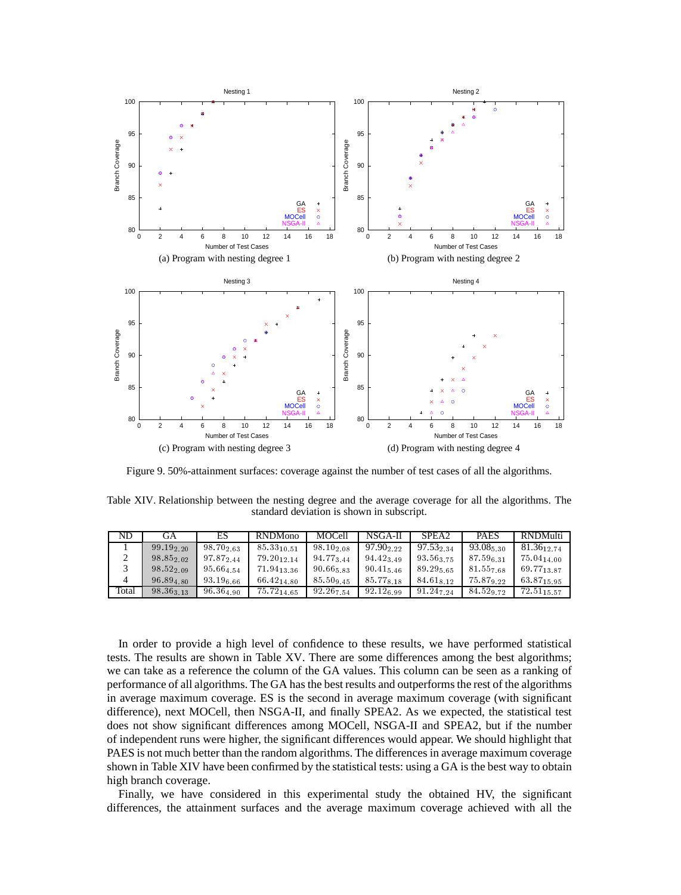(a) Program with nesting degree 1

(b) Program with nesting degree 2

(c) Program with nesting degree 3

(d) Program with nesting degree 4

Figure 9. 50%-attainment surfaces: coverage against the number of test cases of all the algorithms.

Table XIV. Relationship between the nesting degree and the average coverage for all the algorithms. The standard deviation is shown in subscript.

| ND | GA | ES | RNDMono | MOCell | NSGA-II | SPEA2 | PAES | RNDMulti |
|---|---|---|---|---|---|---|---|---|
| 1 | $99.19_{2.20}$ | $98.70_{2.63}$ | $85.33_{10.51}$ | $98.10_{2.08}$ | $97.90_{2.22}$ | $97.53_{2.34}$ | $93.08_{5.30}$ | $81.36_{12.74}$ |
| 2 | $98.85_{2.02}$ | $97.87_{2.44}$ | $79.20_{12.14}$ | $94.77_{3.44}$ | $94.42_{3.49}$ | $93.56_{3.75}$ | $87.59_{6.31}$ | $75.04_{14.00}$ |
| 3 | $98.52_{2.09}$ | $95.66_{4.54}$ | $71.94_{13.36}$ | $90.66_{5.83}$ | $90.41_{5.46}$ | $89.29_{5.65}$ | $81.55_{7.68}$ | $69.77_{13.87}$ |
| 4 | $96.89_{4.80}$ | $93.19_{6.66}$ | $66.42_{14.80}$ | $85.50_{9.45}$ | $85.77_{8.18}$ | $84.61_{8.12}$ | $75.87_{9.22}$ | $63.87_{15.95}$ |
| Total | $98.36_{3.13}$ | $96.36_{4.90}$ | $75.72_{14.65}$ | $92.26_{7.54}$ | $92.12_{6.99}$ | $91.24_{7.24}$ | $84.52_{9.72}$ | $72.51_{15.57}$ |

In order to provide a high level of confidence to these results, we have performed statistical tests. The results are shown in Table XV. There are some differences among the best algorithms; we can take as a reference the column of the GA values. This column can be seen as a ranking of performance of all algorithms. The GA has the best results and outperforms the rest of the algorithms in average maximum coverage. ES is the second in average maximum coverage (with significant difference), next MOCell, then NSGA-II, and finally SPEA2. As we expected, the statistical test does not show significant differences among MOCell, NSGA-II and SPEA2, but if the number of independent runs were higher, the significant differences would appear. We should highlight that PAES is not much better than the random algorithms. The differences in average maximum coverage shown in Table XIV have been confirmed by the statistical tests: using a GA is the best way to obtain high branch coverage.

Finally, we have considered in this experimental study the obtained HV, the significant differences, the attainment surfaces and the average maximum coverage achieved with all the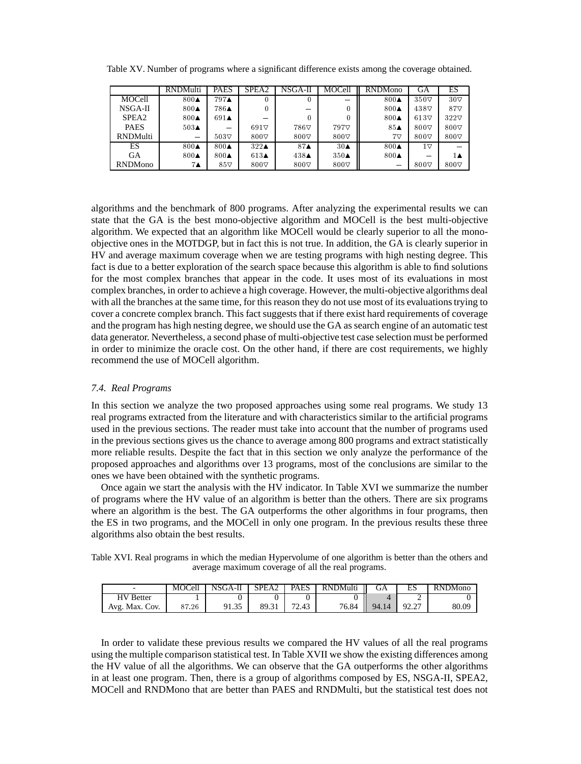Table XV. Number of programs where a significant difference exists among the coverage obtained.

|  | RNDMulti | PAES | SPEA2 | NSGA-II | MOCell | RNDMono | GA | ES |
|---|---|---|---|---|---|---|---|---|
| MOCell | 800▲ | 797▲ | 0 | 0 | – | 800▲ | 350▽ | 30▽ |
| NSGA-II | 800▲ | 786▲ | 0 | – | 0 | 800▲ | 438▽ | 87▽ |
| SPEA2 | 800▲ | 691▲ | – | 0 | 0 | 800▲ | 613▽ | 322▽ |
| PAES | 503▲ | – | 691▽ | 786▽ | 797▽ | 85▲ | 800▽ | 800▽ |
| RNDMulti | – | 503▽ | 800▽ | 800▽ | 800▽ | 7▽ | 800▽ | 800▽ |
| ES | 800▲ | 800▲ | 322▲ | 87▲ | 30▲ | 800▲ | 1▽ | – |
| GA | 800▲ | 800▲ | 613▲ | 438▲ | 350▲ | 800▲ | – | 1▲ |
| RNDMono | 7▲ | 85▽ | 800▽ | 800▽ | 800▽ | – | 800▽ | 800▽ |

algorithms and the benchmark of 800 programs. After analyzing the experimental results we can state that the GA is the best mono-objective algorithm and MOCell is the best multi-objective algorithm. We expected that an algorithm like MOCell would be clearly superior to all the mono-objective ones in the MOTDGP, but in fact this is not true. In addition, the GA is clearly superior in HV and average maximum coverage when we are testing programs with high nesting degree. This fact is due to a better exploration of the search space because this algorithm is able to find solutions for the most complex branches that appear in the code. It uses most of its evaluations in most complex branches, in order to achieve a high coverage. However, the multi-objective algorithms deal with all the branches at the same time, for this reason they do not use most of its evaluations trying to cover a concrete complex branch. This fact suggests that if there exist hard requirements of coverage and the program has high nesting degree, we should use the GA as search engine of an automatic test data generator. Nevertheless, a second phase of multi-objective test case selection must be performed in order to minimize the oracle cost. On the other hand, if there are cost requirements, we highly recommend the use of MOCell algorithm.

### *7.4. Real Programs*

In this section we analyze the two proposed approaches using some real programs. We study 13 real programs extracted from the literature and with characteristics similar to the artificial programs used in the previous sections. The reader must take into account that the number of programs used in the previous sections gives us the chance to average among 800 programs and extract statistically more reliable results. Despite the fact that in this section we only analyze the performance of the proposed approaches and algorithms over 13 programs, most of the conclusions are similar to the ones we have been obtained with the synthetic programs.

Once again we start the analysis with the HV indicator. In Table XVI we summarize the number of programs where the HV value of an algorithm is better than the others. There are six programs where an algorithm is the best. The GA outperforms the other algorithms in four programs, then the ES in two programs, and the MOCell in only one program. In the previous results these three algorithms also obtain the best results.

Table XVI. Real programs in which the median Hypervolume of one algorithm is better than the others and average maximum coverage of all the real programs.

| - | MOCell | NSGA-II | SPEA2 | PAES | RNDMulti | GA | ES | RNDMono |
|---|---|---|---|---|---|---|---|---|
| HV Better | 1 | 0 | 0 | 0 | 0 | 4 | 2 | 0 |
| Avg. Max. Cov. | 87.26 | 91.35 | 89.31 | 72.43 | 76.84 | 94.14 | 92.27 | 80.09 |

In order to validate these previous results we compared the HV values of all the real programs using the multiple comparison statistical test. In Table XVII we show the existing differences among the HV value of all the algorithms. We can observe that the GA outperforms the other algorithms in at least one program. Then, there is a group of algorithms composed by ES, NSGA-II, SPEA2, MOCell and RNDMono that are better than PAES and RNDMulti, but the statistical test does not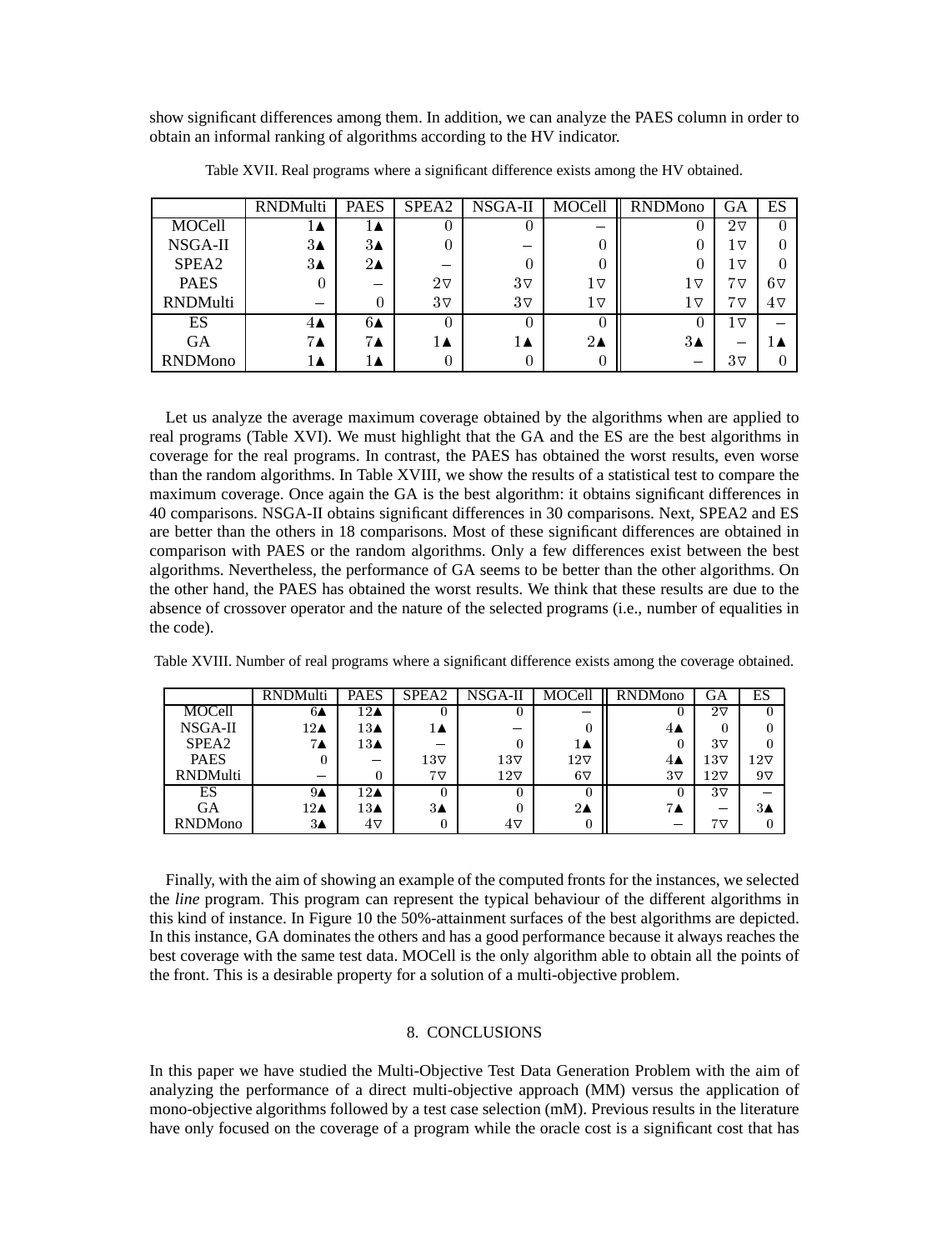show significant differences among them. In addition, we can analyze the PAES column in order to obtain an informal ranking of algorithms according to the HV indicator.

Table XVII. Real programs where a significant difference exists among the HV obtained.

| | RNDMulti | PAES | SPEA2 | NSGA-II | MOCell | RNDMono | GA | ES |
|---|---|---|---|---|---|---|---|---|
| MOCell | 1▲ | 1▲ | 0 | 0 | – | 0 | 2▽ | 0 |
| NSGA-II | 3▲ | 3▲ | 0 | – | 0 | 0 | 1▽ | 0 |
| SPEA2 | 3▲ | 2▲ | – | 0 | 0 | 0 | 1▽ | 0 |
| PAES | 0 | – | 2▽ | 3▽ | 1▽ | 1▽ | 7▽ | 6▽ |
| RNDMulti | – | 0 | 3▽ | 3▽ | 1▽ | 1▽ | 7▽ | 4▽ |
| ES | 4▲ | 6▲ | 0 | 0 | 0 | 0 | 1▽ | – |
| GA | 7▲ | 7▲ | 1▲ | 1▲ | 2▲ | 3▲ | – | 1▲ |
| RNDMono | 1▲ | 1▲ | 0 | 0 | 0 | – | 3▽ | 0 |

Let us analyze the average maximum coverage obtained by the algorithms when are applied to real programs (Table XVI). We must highlight that the GA and the ES are the best algorithms in coverage for the real programs. In contrast, the PAES has obtained the worst results, even worse than the random algorithms. In Table XVIII, we show the results of a statistical test to compare the maximum coverage. Once again the GA is the best algorithm: it obtains significant differences in 40 comparisons. NSGA-II obtains significant differences in 30 comparisons. Next, SPEA2 and ES are better than the others in 18 comparisons. Most of these significant differences are obtained in comparison with PAES or the random algorithms. Only a few differences exist between the best algorithms. Nevertheless, the performance of GA seems to be better than the other algorithms. On the other hand, the PAES has obtained the worst results. We think that these results are due to the absence of crossover operator and the nature of the selected programs (i.e., number of equalities in the code).

Table XVIII. Number of real programs where a significant difference exists among the coverage obtained.

| | RNDMulti | PAES | SPEA2 | NSGA-II | MOCell | RNDMono | GA | ES |
|---|---|---|---|---|---|---|---|---|
| MOCell | 6▲ | 12▲ | 0 | 0 | – | 0 | 2▽ | 0 |
| NSGA-II | 12▲ | 13▲ | 1▲ | – | 0 | 4▲ | 0 | 0 |
| SPEA2 | 7▲ | 13▲ | – | 0 | 1▲ | 0 | 3▽ | 0 |
| PAES | 0 | – | 13▽ | 13▽ | 12▽ | 4▲ | 13▽ | 12▽ |
| RNDMulti | – | 0 | 7▽ | 12▽ | 6▽ | 3▽ | 12▽ | 9▽ |
| ES | 9▲ | 12▲ | 0 | 0 | 0 | 0 | 3▽ | – |
| GA | 12▲ | 13▲ | 3▲ | 0 | 2▲ | 7▲ | – | 3▲ |
| RNDMono | 3▲ | 4▽ | 0 | 4▽ | 0 | – | 7▽ | 0 |

Finally, with the aim of showing an example of the computed fronts for the instances, we selected the *line* program. This program can represent the typical behaviour of the different algorithms in this kind of instance. In Figure 10 the 50%-attainment surfaces of the best algorithms are depicted. In this instance, GA dominates the others and has a good performance because it always reaches the best coverage with the same test data. MOCell is the only algorithm able to obtain all the points of the front. This is a desirable property for a solution of a multi-objective problem.

## 8. CONCLUSIONS

In this paper we have studied the Multi-Objective Test Data Generation Problem with the aim of analyzing the performance of a direct multi-objective approach (MM) versus the application of mono-objective algorithms followed by a test case selection (mM). Previous results in the literature have only focused on the coverage of a program while the oracle cost is a significant cost that has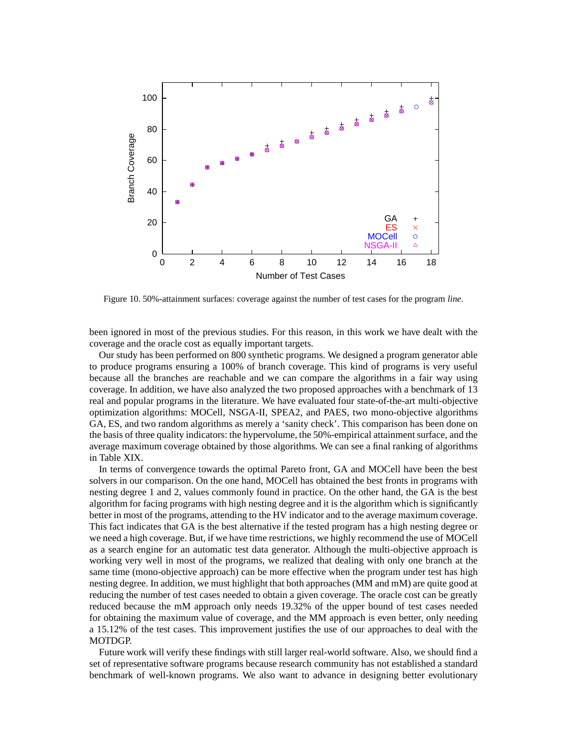Figure 10. 50%-attainment surfaces: coverage against the number of test cases for the program *line*.

been ignored in most of the previous studies. For this reason, in this work we have dealt with the coverage and the oracle cost as equally important targets.

Our study has been performed on 800 synthetic programs. We designed a program generator able to produce programs ensuring a 100% of branch coverage. This kind of programs is very useful because all the branches are reachable and we can compare the algorithms in a fair way using coverage. In addition, we have also analyzed the two proposed approaches with a benchmark of 13 real and popular programs in the literature. We have evaluated four state-of-the-art multi-objective optimization algorithms: MOCell, NSGA-II, SPEA2, and PAES, two mono-objective algorithms GA, ES, and two random algorithms as merely a 'sanity check'. This comparison has been done on the basis of three quality indicators: the hypervolume, the 50%-empirical attainment surface, and the average maximum coverage obtained by those algorithms. We can see a final ranking of algorithms in Table XIX.

In terms of convergence towards the optimal Pareto front, GA and MOCell have been the best solvers in our comparison. On the one hand, MOCell has obtained the best fronts in programs with nesting degree 1 and 2, values commonly found in practice. On the other hand, the GA is the best algorithm for facing programs with high nesting degree and it is the algorithm which is significantly better in most of the programs, attending to the HV indicator and to the average maximum coverage. This fact indicates that GA is the best alternative if the tested program has a high nesting degree or we need a high coverage. But, if we have time restrictions, we highly recommend the use of MOCell as a search engine for an automatic test data generator. Although the multi-objective approach is working very well in most of the programs, we realized that dealing with only one branch at the same time (mono-objective approach) can be more effective when the program under test has high nesting degree. In addition, we must highlight that both approaches (MM and mM) are quite good at reducing the number of test cases needed to obtain a given coverage. The oracle cost can be greatly reduced because the mM approach only needs 19.32% of the upper bound of test cases needed for obtaining the maximum value of coverage, and the MM approach is even better, only needing a 15.12% of the test cases. This improvement justifies the use of our approaches to deal with the MOTDGP.

Future work will verify these findings with still larger real-world software. Also, we should find a set of representative software programs because research community has not established a standard benchmark of well-known programs. We also want to advance in designing better evolutionary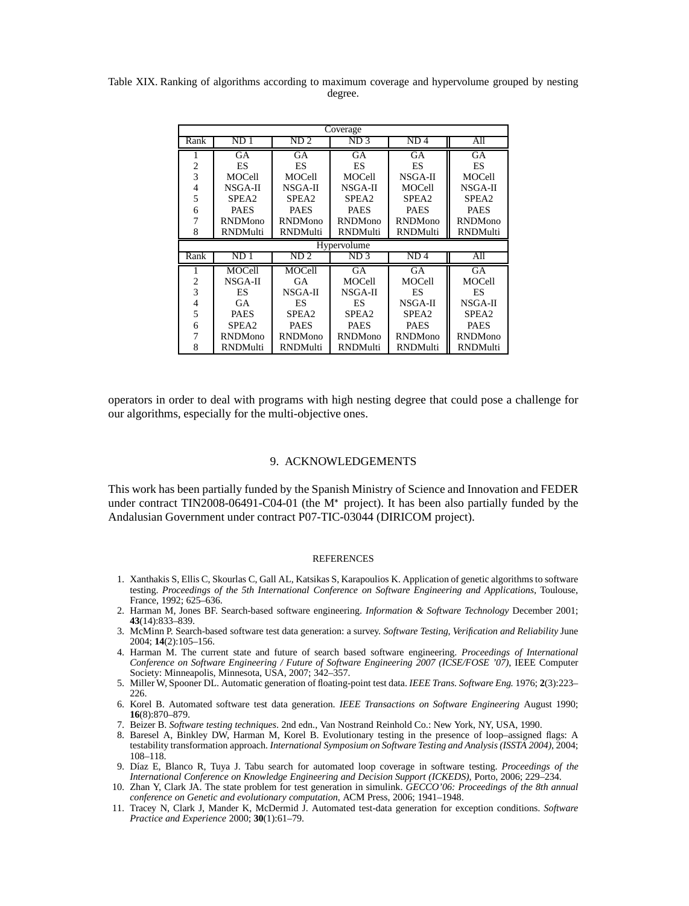Table XIX. Ranking of algorithms according to maximum coverage and hypervolume grouped by nesting degree.

| Coverage | | | | | |
|---|---|---|---|---|---|
| Rank | ND 1 | ND 2 | ND 3 | ND 4 | All |
| 1 | GA | GA | GA | GA | GA |
| 2 | ES | ES | ES | ES | ES |
| 3 | MOCell | MOCell | MOCell | NSGA-II | MOCell |
| 4 | NSGA-II | NSGA-II | NSGA-II | MOCell | NSGA-II |
| 5 | SPEA2 | SPEA2 | SPEA2 | SPEA2 | SPEA2 |
| 6 | PAES | PAES | PAES | PAES | PAES |
| 7 | RNDMono | RNDMono | RNDMono | RNDMono | RNDMono |
| 8 | RNDMulti | RNDMulti | RNDMulti | RNDMulti | RNDMulti |
| **Hypervolume** | | | | | |
| Rank | ND 1 | ND 2 | ND 3 | ND 4 | All |
| 1 | MOCell | MOCell | GA | GA | GA |
| 2 | NSGA-II | GA | MOCell | MOCell | MOCell |
| 3 | ES | NSGA-II | NSGA-II | ES | ES |
| 4 | GA | ES | ES | NSGA-II | NSGA-II |
| 5 | PAES | SPEA2 | SPEA2 | SPEA2 | SPEA2 |
| 6 | SPEA2 | PAES | PAES | PAES | PAES |
| 7 | RNDMono | RNDMono | RNDMono | RNDMono | RNDMono |
| 8 | RNDMulti | RNDMulti | RNDMulti | RNDMulti | RNDMulti |

operators in order to deal with programs with high nesting degree that could pose a challenge for our algorithms, especially for the multi-objective ones.

## 9. ACKNOWLEDGEMENTS

This work has been partially funded by the Spanish Ministry of Science and Innovation and FEDER under contract TIN2008-06491-C04-01 (the M* project). It has been also partially funded by the Andalusian Government under contract P07-TIC-03044 (DIRICOM project).

## REFERENCES

1. Xanthakis S, Ellis C, Skourlas C, Gall AL, Katsikas S, Karapoulios K. Application of genetic algorithms to software testing. *Proceedings of the 5th International Conference on Software Engineering and Applications*, Toulouse, France, 1992; 625–636.
2. Harman M, Jones BF. Search-based software engineering. *Information & Software Technology* December 2001; **43**(14):833–839.
3. McMinn P. Search-based software test data generation: a survey. *Software Testing, Verification and Reliability* June 2004; **14**(2):105–156.
4. Harman M. The current state and future of search based software engineering. *Proceedings of International Conference on Software Engineering / Future of Software Engineering 2007 (ICSE/FOSE '07)*, IEEE Computer Society: Minneapolis, Minnesota, USA, 2007; 342–357.
5. Miller W, Spooner DL. Automatic generation of floating-point test data. *IEEE Trans. Software Eng.* 1976; **2**(3):223–226.
6. Korel B. Automated software test data generation. *IEEE Transactions on Software Engineering* August 1990; **16**(8):870–879.
7. Beizer B. *Software testing techniques*. 2nd edn., Van Nostrand Reinhold Co.: New York, NY, USA, 1990.
8. Baresel A, Binkley DW, Harman M, Korel B. Evolutionary testing in the presence of loop–assigned flags: A testability transformation approach. *International Symposium on Software Testing and Analysis (ISSTA 2004)*, 2004; 108–118.
9. Díaz E, Blanco R, Tuya J. Tabu search for automated loop coverage in software testing. *Proceedings of the International Conference on Knowledge Engineering and Decision Support (ICKEDS)*, Porto, 2006; 229–234.
10. Zhan Y, Clark JA. The state problem for test generation in simulink. *GECCO'06: Proceedings of the 8th annual conference on Genetic and evolutionary computation*, ACM Press, 2006; 1941–1948.
11. Tracey N, Clark J, Mander K, McDermid J. Automated test-data generation for exception conditions. *Software Practice and Experience* 2000; **30**(1):61–79.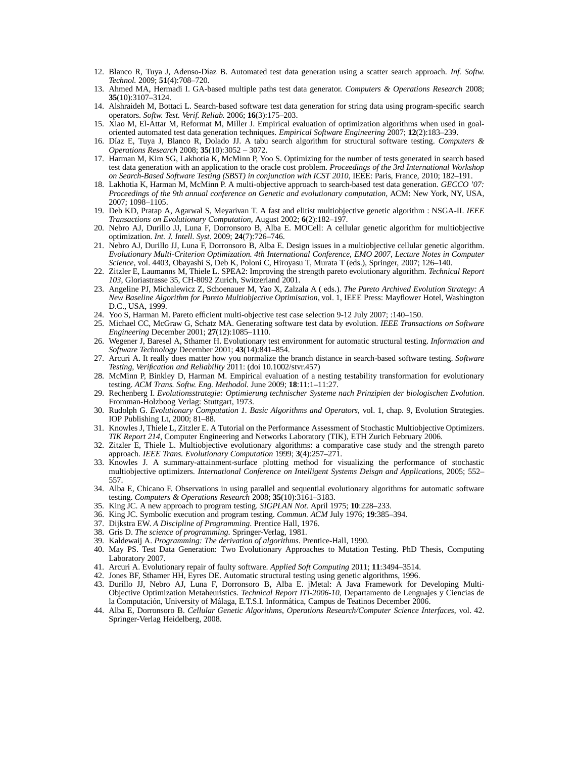12. Blanco R, Tuya J, Adenso-Díaz B. Automated test data generation using a scatter search approach. *Inf. Softw. Technol.* 2009; **51**(4):708–720.
13. Ahmed MA, Hermadi I. GA-based multiple paths test data generator. *Computers & Operations Research* 2008; **35**(10):3107–3124.
14. Alshraideh M, Bottaci L. Search-based software test data generation for string data using program-specific search operators. *Softw. Test. Verif. Reliab.* 2006; **16**(3):175–203.
15. Xiao M, El-Attar M, Reformat M, Miller J. Empirical evaluation of optimization algorithms when used in goal-oriented automated test data generation techniques. *Empirical Software Engineering* 2007; **12**(2):183–239.
16. Díaz E, Tuya J, Blanco R, Dolado JJ. A tabu search algorithm for structural software testing. *Computers & Operations Research* 2008; **35**(10):3052 – 3072.
17. Harman M, Kim SG, Lakhotia K, McMinn P, Yoo S. Optimizing for the number of tests generated in search based test data generation with an application to the oracle cost problem. *Proceedings of the 3rd International Workshop on Search-Based Software Testing (SBST) in conjunction with ICST 2010*, IEEE: Paris, France, 2010; 182–191.
18. Lakhotia K, Harman M, McMinn P. A multi-objective approach to search-based test data generation. *GECCO '07: Proceedings of the 9th annual conference on Genetic and evolutionary computation*, ACM: New York, NY, USA, 2007; 1098–1105.
19. Deb KD, Pratap A, Agarwal S, Meyarivan T. A fast and elitist multiobjective genetic algorithm : NSGA-II. *IEEE Transactions on Evolutionary Computation,* August 2002; **6**(2):182–197.
20. Nebro AJ, Durillo JJ, Luna F, Dorronsoro B, Alba E. MOCell: A cellular genetic algorithm for multiobjective optimization. *Int. J. Intell. Syst.* 2009; **24**(7):726–746.
21. Nebro AJ, Durillo JJ, Luna F, Dorronsoro B, Alba E. Design issues in a multiobjective cellular genetic algorithm. *Evolutionary Multi-Criterion Optimization. 4th International Conference, EMO 2007, Lecture Notes in Computer Science*, vol. 4403, Obayashi S, Deb K, Poloni C, Hiroyasu T, Murata T (eds.), Springer, 2007; 126–140.
22. Zitzler E, Laumanns M, Thiele L. SPEA2: Improving the strength pareto evolutionary algorithm. *Technical Report 103*, Gloriastrasse 35, CH-8092 Zurich, Switzerland 2001.
23. Angeline PJ, Michalewicz Z, Schoenauer M, Yao X, Zalzala A ( eds.). *The Pareto Archived Evolution Strategy: A New Baseline Algorithm for Pareto Multiobjective Optimisation*, vol. 1, IEEE Press: Mayflower Hotel, Washington D.C., USA, 1999.
24. Yoo S, Harman M. Pareto efficient multi-objective test case selection 9-12 July 2007; :140–150.
25. Michael CC, McGraw G, Schatz MA. Generating software test data by evolution. *IEEE Transactions on Software Engineering* December 2001; **27**(12):1085–1110.
26. Wegener J, Baresel A, Sthamer H. Evolutionary test environment for automatic structural testing. *Information and Software Technology* December 2001; **43**(14):841–854.
27. Arcuri A. It really does matter how you normalize the branch distance in search-based software testing. *Software Testing, Verification and Reliability* 2011: (doi 10.1002/stvr.457)
28. McMinn P, Binkley D, Harman M. Empirical evaluation of a nesting testability transformation for evolutionary testing. *ACM Trans. Softw. Eng. Methodol.* June 2009; **18**:11:1–11:27.
29. Rechenberg I. *Evolutionsstrategie: Optimierung technischer Systeme nach Prinzipien der biologischen Evolution*. Fromman-Holzboog Verlag: Stuttgart, 1973.
30. Rudolph G. *Evolutionary Computation 1. Basic Algorithms and Operators*, vol. 1, chap. 9, Evolution Strategies. IOP Publishing Lt, 2000; 81–88.
31. Knowles J, Thiele L, Zitzler E. A Tutorial on the Performance Assessment of Stochastic Multiobjective Optimizers. *TIK Report 214*, Computer Engineering and Networks Laboratory (TIK), ETH Zurich February 2006.
32. Zitzler E, Thiele L. Multiobjective evolutionary algorithms: a comparative case study and the strength pareto approach. *IEEE Trans. Evolutionary Computation* 1999; **3**(4):257–271.
33. Knowles J. A summary-attainment-surface plotting method for visualizing the performance of stochastic multiobjective optimizers. *International Conference on Intelligent Systems Deisgn and Applications*, 2005; 552–557.
34. Alba E, Chicano F. Observations in using parallel and sequential evolutionary algorithms for automatic software testing. *Computers & Operations Research* 2008; **35**(10):3161–3183.
35. King JC. A new approach to program testing. *SIGPLAN Not.* April 1975; **10**:228–233.
36. King JC. Symbolic execution and program testing. *Commun. ACM* July 1976; **19**:385–394.
37. Dijkstra EW. *A Discipline of Programming*. Prentice Hall, 1976.
38. Gris D. *The science of programming*. Springer-Verlag, 1981.
39. Kaldewaij A. *Programming: The derivation of algorithms*. Prentice-Hall, 1990.
40. May PS. Test Data Generation: Two Evolutionary Approaches to Mutation Testing. PhD Thesis, Computing Laboratory 2007.
41. Arcuri A. Evolutionary repair of faulty software. *Applied Soft Computing* 2011; **11**:3494–3514.
42. Jones BF, Sthamer HH, Eyres DE. Automatic structural testing using genetic algorithms, 1996.
43. Durillo JJ, Nebro AJ, Luna F, Dorronsoro B, Alba E. jMetal: A Java Framework for Developing Multi-Objective Optimization Metaheuristics. *Technical Report ITI-2006-10*, Departamento de Lenguajes y Ciencias de la Computación, University of Málaga, E.T.S.I. Informática, Campus de Teatinos December 2006.
44. Alba E, Dorronsoro B. *Cellular Genetic Algorithms*, *Operations Research/Computer Science Interfaces*, vol. 42. Springer-Verlag Heidelberg, 2008.